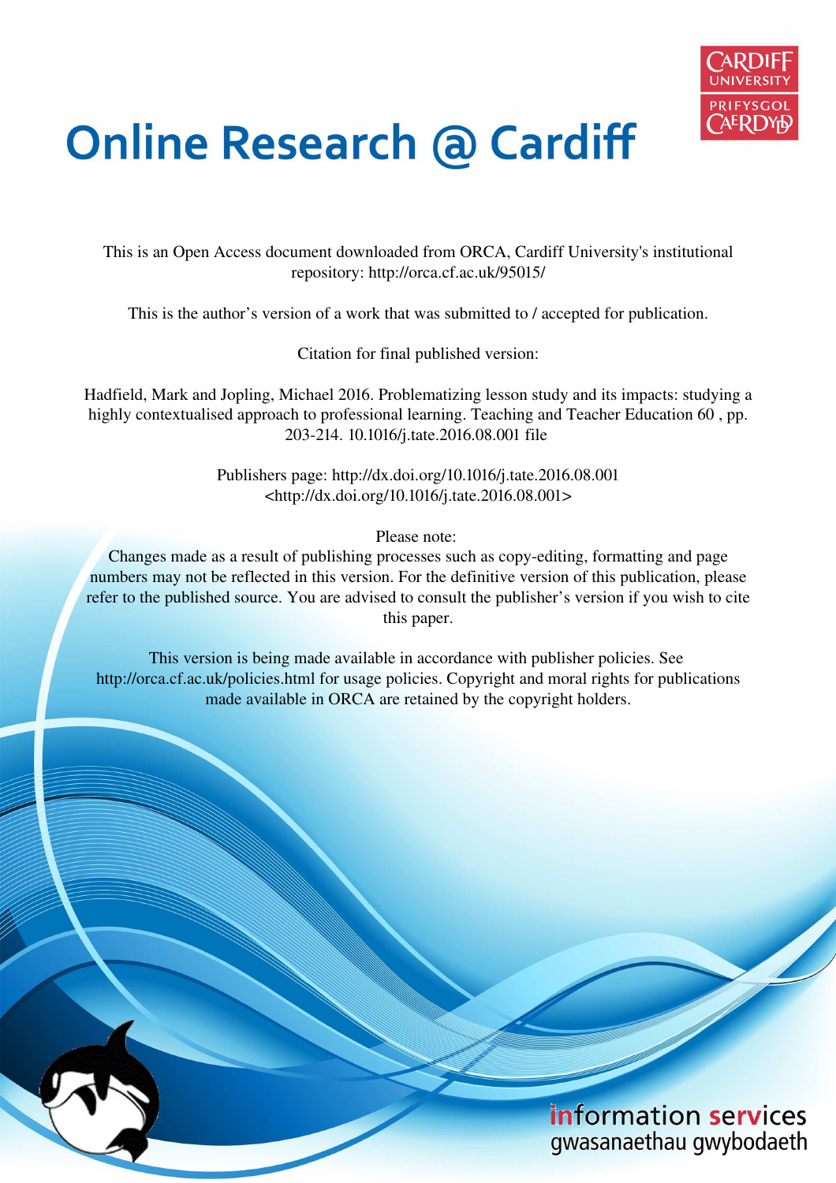# Online Research @ Cardiff

This is an Open Access document downloaded from ORCA, Cardiff University's institutional repository: http://orca.cf.ac.uk/95015/

This is the author's version of a work that was submitted to / accepted for publication.

Citation for final published version:

Hadfield, Mark and Jopling, Michael 2016. Problematizing lesson study and its impacts: studying a highly contextualised approach to professional learning. Teaching and Teacher Education 60 , pp. 203-214. 10.1016/j.tate.2016.08.001 file

Publishers page: http://dx.doi.org/10.1016/j.tate.2016.08.001 <http://dx.doi.org/10.1016/j.tate.2016.08.001>

Please note:
Changes made as a result of publishing processes such as copy-editing, formatting and page numbers may not be reflected in this version. For the definitive version of this publication, please refer to the published source. You are advised to consult the publisher's version if you wish to cite this paper.

This version is being made available in accordance with publisher policies. See http://orca.cf.ac.uk/policies.html for usage policies. Copyright and moral rights for publications made available in ORCA are retained by the copyright holders.

information services
gwasanaethau gwybodaeth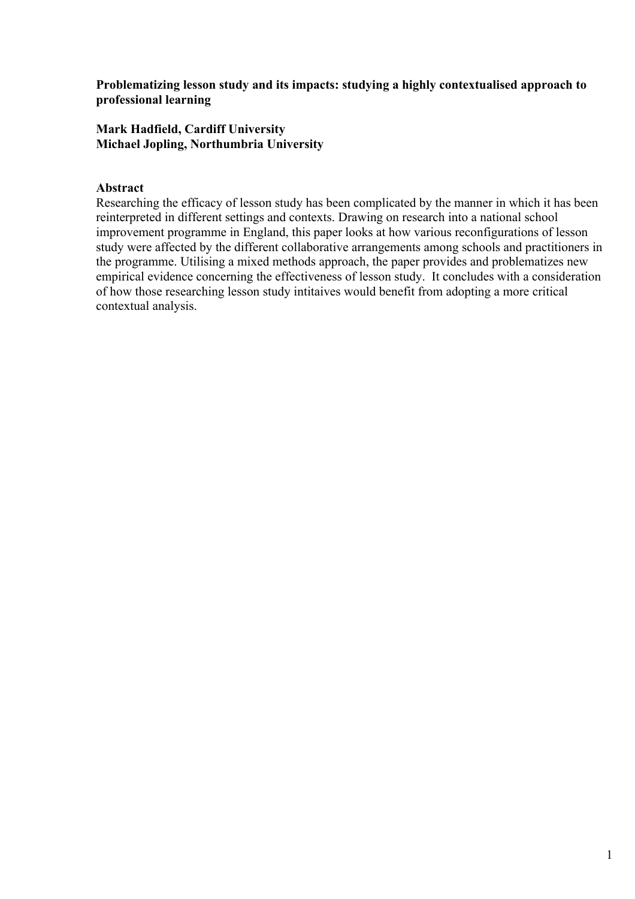**Problematizing lesson study and its impacts: studying a highly contextualised approach to professional learning**

**Mark Hadfield, Cardiff University**
**Michael Jopling, Northumbria University**

**Abstract**

Researching the efficacy of lesson study has been complicated by the manner in which it has been reinterpreted in different settings and contexts. Drawing on research into a national school improvement programme in England, this paper looks at how various reconfigurations of lesson study were affected by the different collaborative arrangements among schools and practitioners in the programme. Utilising a mixed methods approach, the paper provides and problematizes new empirical evidence concerning the effectiveness of lesson study. It concludes with a consideration of how those researching lesson study intitaives would benefit from adopting a more critical contextual analysis.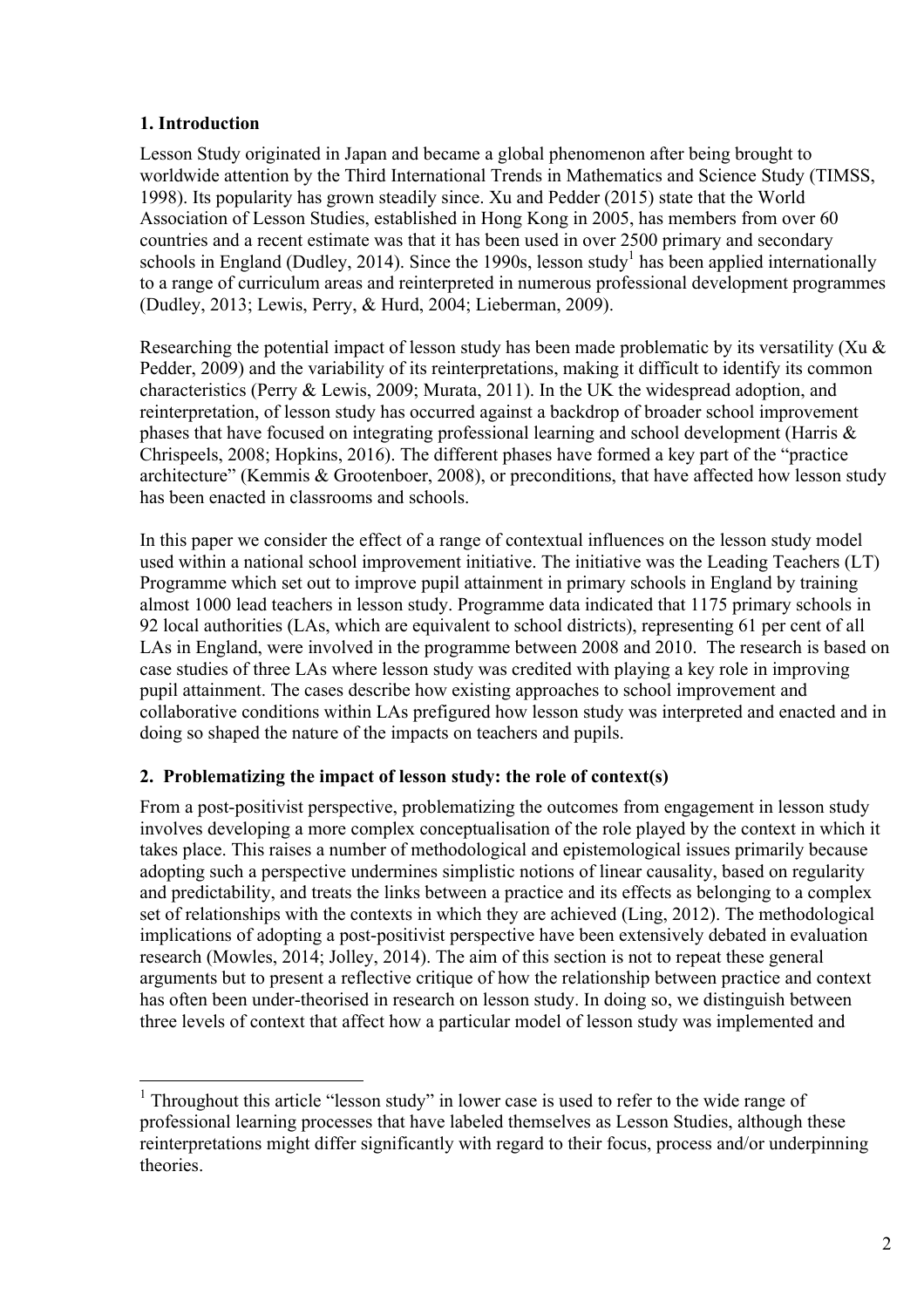## 1. Introduction

Lesson Study originated in Japan and became a global phenomenon after being brought to worldwide attention by the Third International Trends in Mathematics and Science Study (TIMSS, 1998). Its popularity has grown steadily since. Xu and Pedder (2015) state that the World Association of Lesson Studies, established in Hong Kong in 2005, has members from over 60 countries and a recent estimate was that it has been used in over 2500 primary and secondary schools in England (Dudley, 2014). Since the 1990s, lesson study[1] has been applied internationally to a range of curriculum areas and reinterpreted in numerous professional development programmes (Dudley, 2013; Lewis, Perry, & Hurd, 2004; Lieberman, 2009).

Researching the potential impact of lesson study has been made problematic by its versatility (Xu & Pedder, 2009) and the variability of its reinterpretations, making it difficult to identify its common characteristics (Perry & Lewis, 2009; Murata, 2011). In the UK the widespread adoption, and reinterpretation, of lesson study has occurred against a backdrop of broader school improvement phases that have focused on integrating professional learning and school development (Harris & Chrispeels, 2008; Hopkins, 2016). The different phases have formed a key part of the "practice architecture" (Kemmis & Grootenboer, 2008), or preconditions, that have affected how lesson study has been enacted in classrooms and schools.

In this paper we consider the effect of a range of contextual influences on the lesson study model used within a national school improvement initiative. The initiative was the Leading Teachers (LT) Programme which set out to improve pupil attainment in primary schools in England by training almost 1000 lead teachers in lesson study. Programme data indicated that 1175 primary schools in 92 local authorities (LAs, which are equivalent to school districts), representing 61 per cent of all LAs in England, were involved in the programme between 2008 and 2010. The research is based on case studies of three LAs where lesson study was credited with playing a key role in improving pupil attainment. The cases describe how existing approaches to school improvement and collaborative conditions within LAs prefigured how lesson study was interpreted and enacted and in doing so shaped the nature of the impacts on teachers and pupils.

## 2. Problematizing the impact of lesson study: the role of context(s)

From a post-positivist perspective, problematizing the outcomes from engagement in lesson study involves developing a more complex conceptualisation of the role played by the context in which it takes place. This raises a number of methodological and epistemological issues primarily because adopting such a perspective undermines simplistic notions of linear causality, based on regularity and predictability, and treats the links between a practice and its effects as belonging to a complex set of relationships with the contexts in which they are achieved (Ling, 2012). The methodological implications of adopting a post-positivist perspective have been extensively debated in evaluation research (Mowles, 2014; Jolley, 2014). The aim of this section is not to repeat these general arguments but to present a reflective critique of how the relationship between practice and context has often been under-theorised in research on lesson study. In doing so, we distinguish between three levels of context that affect how a particular model of lesson study was implemented and

[1] Throughout this article "lesson study" in lower case is used to refer to the wide range of professional learning processes that have labeled themselves as Lesson Studies, although these reinterpretations might differ significantly with regard to their focus, process and/or underpinning theories.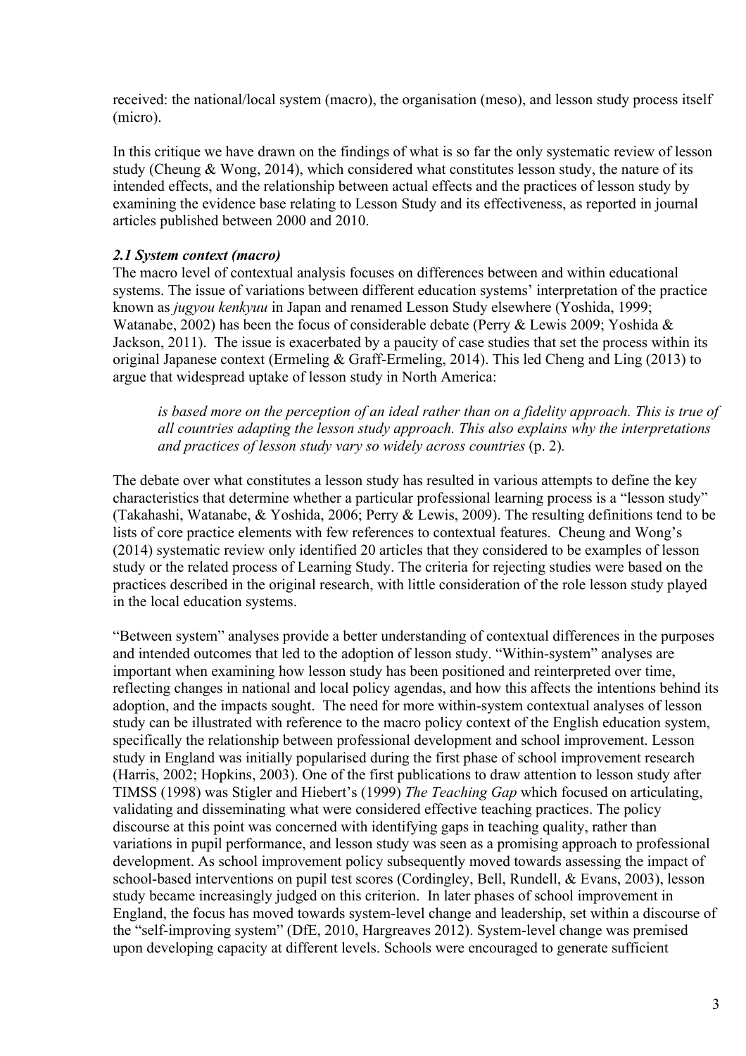received: the national/local system (macro), the organisation (meso), and lesson study process itself (micro).

In this critique we have drawn on the findings of what is so far the only systematic review of lesson study (Cheung & Wong, 2014), which considered what constitutes lesson study, the nature of its intended effects, and the relationship between actual effects and the practices of lesson study by examining the evidence base relating to Lesson Study and its effectiveness, as reported in journal articles published between 2000 and 2010.

### *2.1 System context (macro)*

The macro level of contextual analysis focuses on differences between and within educational systems. The issue of variations between different education systems' interpretation of the practice known as *jugyou kenkyuu* in Japan and renamed Lesson Study elsewhere (Yoshida, 1999; Watanabe, 2002) has been the focus of considerable debate (Perry & Lewis 2009; Yoshida & Jackson, 2011). The issue is exacerbated by a paucity of case studies that set the process within its original Japanese context (Ermeling & Graff-Ermeling, 2014). This led Cheng and Ling (2013) to argue that widespread uptake of lesson study in North America:

> *is based more on the perception of an ideal rather than on a fidelity approach. This is true of all countries adapting the lesson study approach. This also explains why the interpretations and practices of lesson study vary so widely across countries* (p. 2).

The debate over what constitutes a lesson study has resulted in various attempts to define the key characteristics that determine whether a particular professional learning process is a "lesson study" (Takahashi, Watanabe, & Yoshida, 2006; Perry & Lewis, 2009). The resulting definitions tend to be lists of core practice elements with few references to contextual features. Cheung and Wong's (2014) systematic review only identified 20 articles that they considered to be examples of lesson study or the related process of Learning Study. The criteria for rejecting studies were based on the practices described in the original research, with little consideration of the role lesson study played in the local education systems.

"Between system" analyses provide a better understanding of contextual differences in the purposes and intended outcomes that led to the adoption of lesson study. "Within-system" analyses are important when examining how lesson study has been positioned and reinterpreted over time, reflecting changes in national and local policy agendas, and how this affects the intentions behind its adoption, and the impacts sought. The need for more within-system contextual analyses of lesson study can be illustrated with reference to the macro policy context of the English education system, specifically the relationship between professional development and school improvement. Lesson study in England was initially popularised during the first phase of school improvement research (Harris, 2002; Hopkins, 2003). One of the first publications to draw attention to lesson study after TIMSS (1998) was Stigler and Hiebert's (1999) *The Teaching Gap* which focused on articulating, validating and disseminating what were considered effective teaching practices. The policy discourse at this point was concerned with identifying gaps in teaching quality, rather than variations in pupil performance, and lesson study was seen as a promising approach to professional development. As school improvement policy subsequently moved towards assessing the impact of school-based interventions on pupil test scores (Cordingley, Bell, Rundell, & Evans, 2003), lesson study became increasingly judged on this criterion. In later phases of school improvement in England, the focus has moved towards system-level change and leadership, set within a discourse of the "self-improving system" (DfE, 2010, Hargreaves 2012). System-level change was premised upon developing capacity at different levels. Schools were encouraged to generate sufficient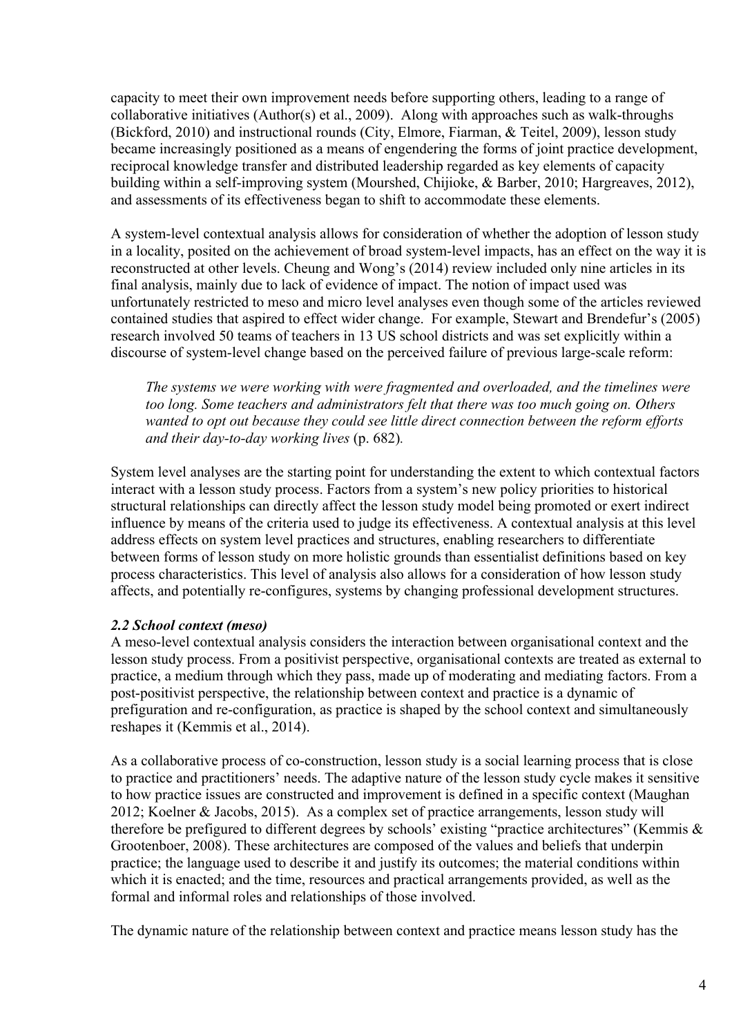capacity to meet their own improvement needs before supporting others, leading to a range of collaborative initiatives (Author(s) et al., 2009). Along with approaches such as walk-throughs (Bickford, 2010) and instructional rounds (City, Elmore, Fiarman, & Teitel, 2009), lesson study became increasingly positioned as a means of engendering the forms of joint practice development, reciprocal knowledge transfer and distributed leadership regarded as key elements of capacity building within a self-improving system (Mourshed, Chijioke, & Barber, 2010; Hargreaves, 2012), and assessments of its effectiveness began to shift to accommodate these elements.

A system-level contextual analysis allows for consideration of whether the adoption of lesson study in a locality, posited on the achievement of broad system-level impacts, has an effect on the way it is reconstructed at other levels. Cheung and Wong's (2014) review included only nine articles in its final analysis, mainly due to lack of evidence of impact. The notion of impact used was unfortunately restricted to meso and micro level analyses even though some of the articles reviewed contained studies that aspired to effect wider change. For example, Stewart and Brendefur's (2005) research involved 50 teams of teachers in 13 US school districts and was set explicitly within a discourse of system-level change based on the perceived failure of previous large-scale reform:

> *The systems we were working with were fragmented and overloaded, and the timelines were too long. Some teachers and administrators felt that there was too much going on. Others wanted to opt out because they could see little direct connection between the reform efforts and their day-to-day working lives* (p. 682).

System level analyses are the starting point for understanding the extent to which contextual factors interact with a lesson study process. Factors from a system's new policy priorities to historical structural relationships can directly affect the lesson study model being promoted or exert indirect influence by means of the criteria used to judge its effectiveness. A contextual analysis at this level address effects on system level practices and structures, enabling researchers to differentiate between forms of lesson study on more holistic grounds than essentialist definitions based on key process characteristics. This level of analysis also allows for a consideration of how lesson study affects, and potentially re-configures, systems by changing professional development structures.

### *2.2 School context (meso)*

A meso-level contextual analysis considers the interaction between organisational context and the lesson study process. From a positivist perspective, organisational contexts are treated as external to practice, a medium through which they pass, made up of moderating and mediating factors. From a post-positivist perspective, the relationship between context and practice is a dynamic of prefiguration and re-configuration, as practice is shaped by the school context and simultaneously reshapes it (Kemmis et al., 2014).

As a collaborative process of co-construction, lesson study is a social learning process that is close to practice and practitioners' needs. The adaptive nature of the lesson study cycle makes it sensitive to how practice issues are constructed and improvement is defined in a specific context (Maughan 2012; Koelner & Jacobs, 2015). As a complex set of practice arrangements, lesson study will therefore be prefigured to different degrees by schools' existing "practice architectures" (Kemmis & Grootenboer, 2008). These architectures are composed of the values and beliefs that underpin practice; the language used to describe it and justify its outcomes; the material conditions within which it is enacted; and the time, resources and practical arrangements provided, as well as the formal and informal roles and relationships of those involved.

The dynamic nature of the relationship between context and practice means lesson study has the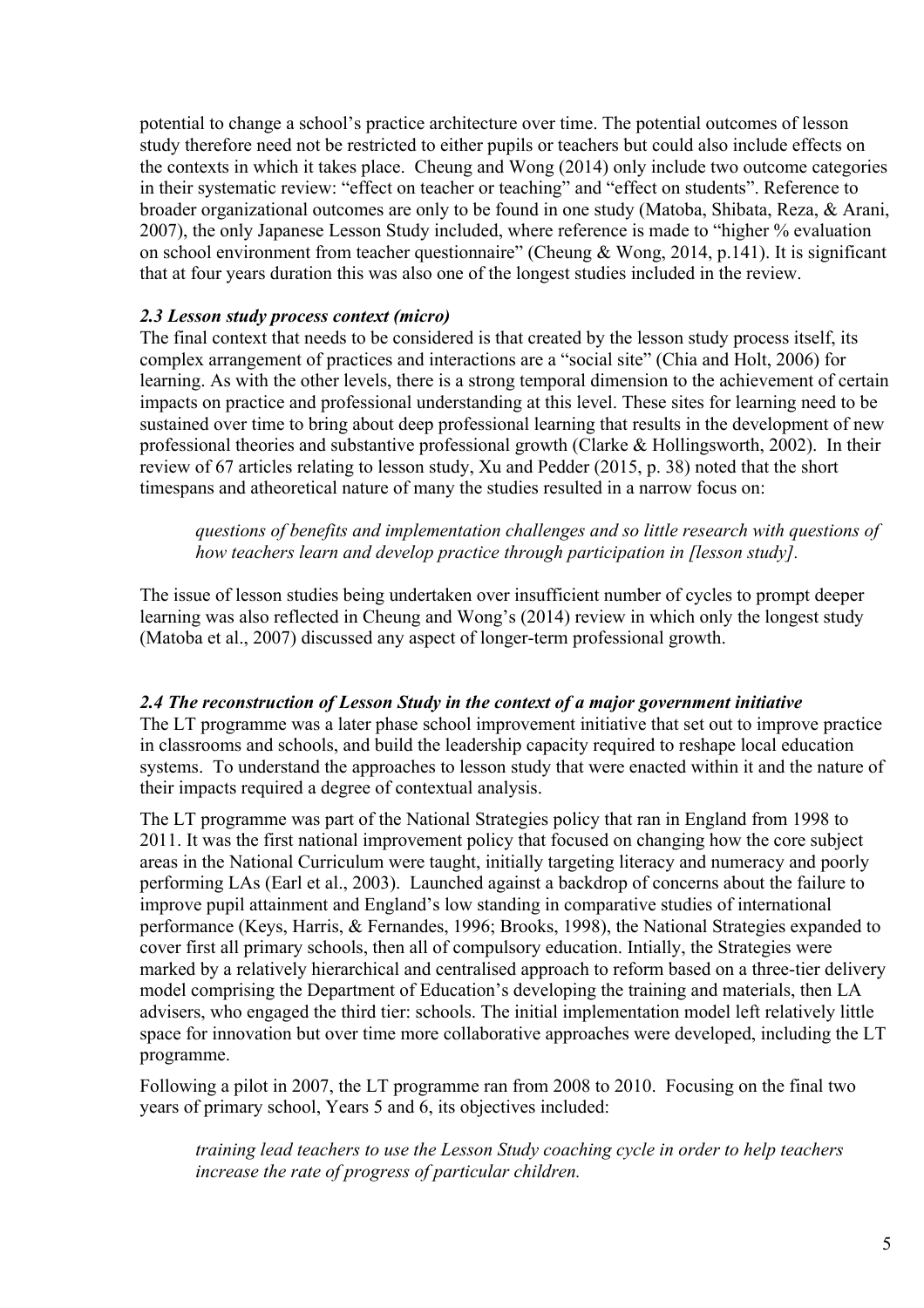potential to change a school's practice architecture over time. The potential outcomes of lesson study therefore need not be restricted to either pupils or teachers but could also include effects on the contexts in which it takes place. Cheung and Wong (2014) only include two outcome categories in their systematic review: "effect on teacher or teaching" and "effect on students". Reference to broader organizational outcomes are only to be found in one study (Matoba, Shibata, Reza, & Arani, 2007), the only Japanese Lesson Study included, where reference is made to "higher % evaluation on school environment from teacher questionnaire" (Cheung & Wong, 2014, p.141). It is significant that at four years duration this was also one of the longest studies included in the review.

### *2.3 Lesson study process context (micro)*

The final context that needs to be considered is that created by the lesson study process itself, its complex arrangement of practices and interactions are a "social site" (Chia and Holt, 2006) for learning. As with the other levels, there is a strong temporal dimension to the achievement of certain impacts on practice and professional understanding at this level. These sites for learning need to be sustained over time to bring about deep professional learning that results in the development of new professional theories and substantive professional growth (Clarke & Hollingsworth, 2002). In their review of 67 articles relating to lesson study, Xu and Pedder (2015, p. 38) noted that the short timespans and atheoretical nature of many the studies resulted in a narrow focus on:

> *questions of benefits and implementation challenges and so little research with questions of how teachers learn and develop practice through participation in [lesson study].*

The issue of lesson studies being undertaken over insufficient number of cycles to prompt deeper learning was also reflected in Cheung and Wong's (2014) review in which only the longest study (Matoba et al., 2007) discussed any aspect of longer-term professional growth.

### *2.4 The reconstruction of Lesson Study in the context of a major government initiative*

The LT programme was a later phase school improvement initiative that set out to improve practice in classrooms and schools, and build the leadership capacity required to reshape local education systems. To understand the approaches to lesson study that were enacted within it and the nature of their impacts required a degree of contextual analysis.

The LT programme was part of the National Strategies policy that ran in England from 1998 to 2011. It was the first national improvement policy that focused on changing how the core subject areas in the National Curriculum were taught, initially targeting literacy and numeracy and poorly performing LAs (Earl et al., 2003). Launched against a backdrop of concerns about the failure to improve pupil attainment and England's low standing in comparative studies of international performance (Keys, Harris, & Fernandes, 1996; Brooks, 1998), the National Strategies expanded to cover first all primary schools, then all of compulsory education. Intially, the Strategies were marked by a relatively hierarchical and centralised approach to reform based on a three-tier delivery model comprising the Department of Education's developing the training and materials, then LA advisers, who engaged the third tier: schools. The initial implementation model left relatively little space for innovation but over time more collaborative approaches were developed, including the LT programme.

Following a pilot in 2007, the LT programme ran from 2008 to 2010. Focusing on the final two years of primary school, Years 5 and 6, its objectives included:

> *training lead teachers to use the Lesson Study coaching cycle in order to help teachers increase the rate of progress of particular children.*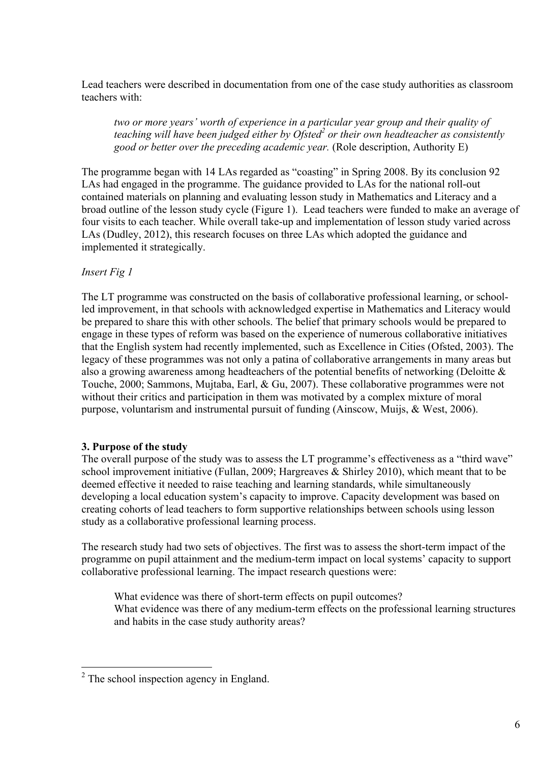Lead teachers were described in documentation from one of the case study authorities as classroom teachers with:

> *two or more years' worth of experience in a particular year group and their quality of teaching will have been judged either by Ofsted*[2] *or their own headteacher as consistently good or better over the preceding academic year.* (Role description, Authority E)

The programme began with 14 LAs regarded as "coasting" in Spring 2008. By its conclusion 92 LAs had engaged in the programme. The guidance provided to LAs for the national roll-out contained materials on planning and evaluating lesson study in Mathematics and Literacy and a broad outline of the lesson study cycle (Figure 1). Lead teachers were funded to make an average of four visits to each teacher. While overall take-up and implementation of lesson study varied across LAs (Dudley, 2012), this research focuses on three LAs which adopted the guidance and implemented it strategically.

*Insert Fig 1*

The LT programme was constructed on the basis of collaborative professional learning, or school-led improvement, in that schools with acknowledged expertise in Mathematics and Literacy would be prepared to share this with other schools. The belief that primary schools would be prepared to engage in these types of reform was based on the experience of numerous collaborative initiatives that the English system had recently implemented, such as Excellence in Cities (Ofsted, 2003). The legacy of these programmes was not only a patina of collaborative arrangements in many areas but also a growing awareness among headteachers of the potential benefits of networking (Deloitte & Touche, 2000; Sammons, Mujtaba, Earl, & Gu, 2007). These collaborative programmes were not without their critics and participation in them was motivated by a complex mixture of moral purpose, voluntarism and instrumental pursuit of funding (Ainscow, Muijs, & West, 2006).

### 3. Purpose of the study

The overall purpose of the study was to assess the LT programme's effectiveness as a "third wave" school improvement initiative (Fullan, 2009; Hargreaves & Shirley 2010), which meant that to be deemed effective it needed to raise teaching and learning standards, while simultaneously developing a local education system's capacity to improve. Capacity development was based on creating cohorts of lead teachers to form supportive relationships between schools using lesson study as a collaborative professional learning process.

The research study had two sets of objectives. The first was to assess the short-term impact of the programme on pupil attainment and the medium-term impact on local systems' capacity to support collaborative professional learning. The impact research questions were:

> What evidence was there of short-term effects on pupil outcomes?
> What evidence was there of any medium-term effects on the professional learning structures and habits in the case study authority areas?

---

[2] The school inspection agency in England.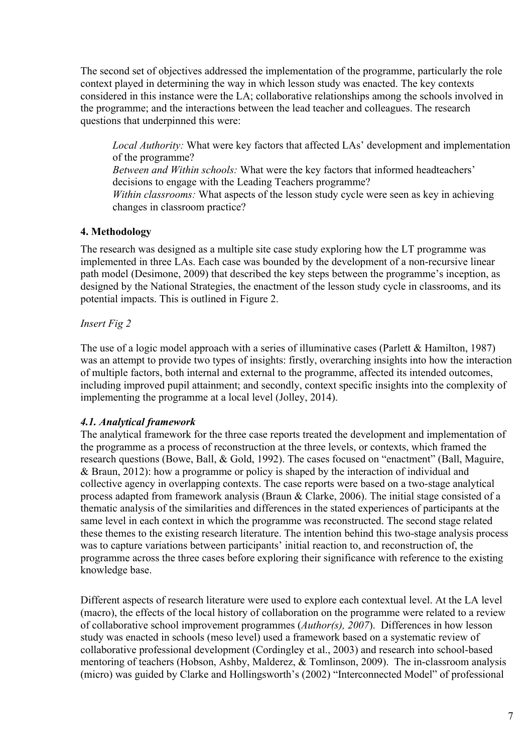The second set of objectives addressed the implementation of the programme, particularly the role context played in determining the way in which lesson study was enacted. The key contexts considered in this instance were the LA; collaborative relationships among the schools involved in the programme; and the interactions between the lead teacher and colleagues. The research questions that underpinned this were:

> *Local Authority:* What were key factors that affected LAs' development and implementation of the programme?
> *Between and Within schools:* What were the key factors that informed headteachers' decisions to engage with the Leading Teachers programme?
> *Within classrooms:* What aspects of the lesson study cycle were seen as key in achieving changes in classroom practice?

## 4. Methodology

The research was designed as a multiple site case study exploring how the LT programme was implemented in three LAs. Each case was bounded by the development of a non-recursive linear path model (Desimone, 2009) that described the key steps between the programme's inception, as designed by the National Strategies, the enactment of the lesson study cycle in classrooms, and its potential impacts. This is outlined in Figure 2.

*Insert Fig 2*

The use of a logic model approach with a series of illuminative cases (Parlett & Hamilton, 1987) was an attempt to provide two types of insights: firstly, overarching insights into how the interaction of multiple factors, both internal and external to the programme, affected its intended outcomes, including improved pupil attainment; and secondly, context specific insights into the complexity of implementing the programme at a local level (Jolley, 2014).

### *4.1. Analytical framework*

The analytical framework for the three case reports treated the development and implementation of the programme as a process of reconstruction at the three levels, or contexts, which framed the research questions (Bowe, Ball, & Gold, 1992). The cases focused on "enactment" (Ball, Maguire, & Braun, 2012): how a programme or policy is shaped by the interaction of individual and collective agency in overlapping contexts. The case reports were based on a two-stage analytical process adapted from framework analysis (Braun & Clarke, 2006). The initial stage consisted of a thematic analysis of the similarities and differences in the stated experiences of participants at the same level in each context in which the programme was reconstructed. The second stage related these themes to the existing research literature. The intention behind this two-stage analysis process was to capture variations between participants' initial reaction to, and reconstruction of, the programme across the three cases before exploring their significance with reference to the existing knowledge base.

Different aspects of research literature were used to explore each contextual level. At the LA level (macro), the effects of the local history of collaboration on the programme were related to a review of collaborative school improvement programmes (*Author(s), 2007*). Differences in how lesson study was enacted in schools (meso level) used a framework based on a systematic review of collaborative professional development (Cordingley et al., 2003) and research into school-based mentoring of teachers (Hobson, Ashby, Malderez, & Tomlinson, 2009). The in-classroom analysis (micro) was guided by Clarke and Hollingsworth's (2002) "Interconnected Model" of professional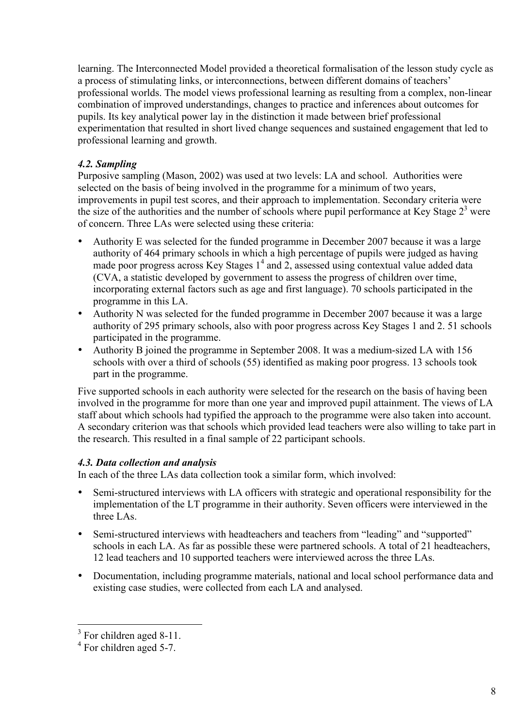learning. The Interconnected Model provided a theoretical formalisation of the lesson study cycle as a process of stimulating links, or interconnections, between different domains of teachers' professional worlds. The model views professional learning as resulting from a complex, non-linear combination of improved understandings, changes to practice and inferences about outcomes for pupils. Its key analytical power lay in the distinction it made between brief professional experimentation that resulted in short lived change sequences and sustained engagement that led to professional learning and growth.

### *4.2. Sampling*

Purposive sampling (Mason, 2002) was used at two levels: LA and school. Authorities were selected on the basis of being involved in the programme for a minimum of two years, improvements in pupil test scores, and their approach to implementation. Secondary criteria were the size of the authorities and the number of schools where pupil performance at Key Stage 2[3] were of concern. Three LAs were selected using these criteria:

- Authority E was selected for the funded programme in December 2007 because it was a large authority of 464 primary schools in which a high percentage of pupils were judged as having made poor progress across Key Stages 1[4] and 2, assessed using contextual value added data (CVA, a statistic developed by government to assess the progress of children over time, incorporating external factors such as age and first language). 70 schools participated in the programme in this LA.
- Authority N was selected for the funded programme in December 2007 because it was a large authority of 295 primary schools, also with poor progress across Key Stages 1 and 2. 51 schools participated in the programme.
- Authority B joined the programme in September 2008. It was a medium-sized LA with 156 schools with over a third of schools (55) identified as making poor progress. 13 schools took part in the programme.

Five supported schools in each authority were selected for the research on the basis of having been involved in the programme for more than one year and improved pupil attainment. The views of LA staff about which schools had typified the approach to the programme were also taken into account. A secondary criterion was that schools which provided lead teachers were also willing to take part in the research. This resulted in a final sample of 22 participant schools.

### *4.3. Data collection and analysis*

In each of the three LAs data collection took a similar form, which involved:

- Semi-structured interviews with LA officers with strategic and operational responsibility for the implementation of the LT programme in their authority. Seven officers were interviewed in the three LAs.
- Semi-structured interviews with headteachers and teachers from "leading" and "supported" schools in each LA. As far as possible these were partnered schools. A total of 21 headteachers, 12 lead teachers and 10 supported teachers were interviewed across the three LAs.
- Documentation, including programme materials, national and local school performance data and existing case studies, were collected from each LA and analysed.

---

[3] For children aged 8-11.

[4] For children aged 5-7.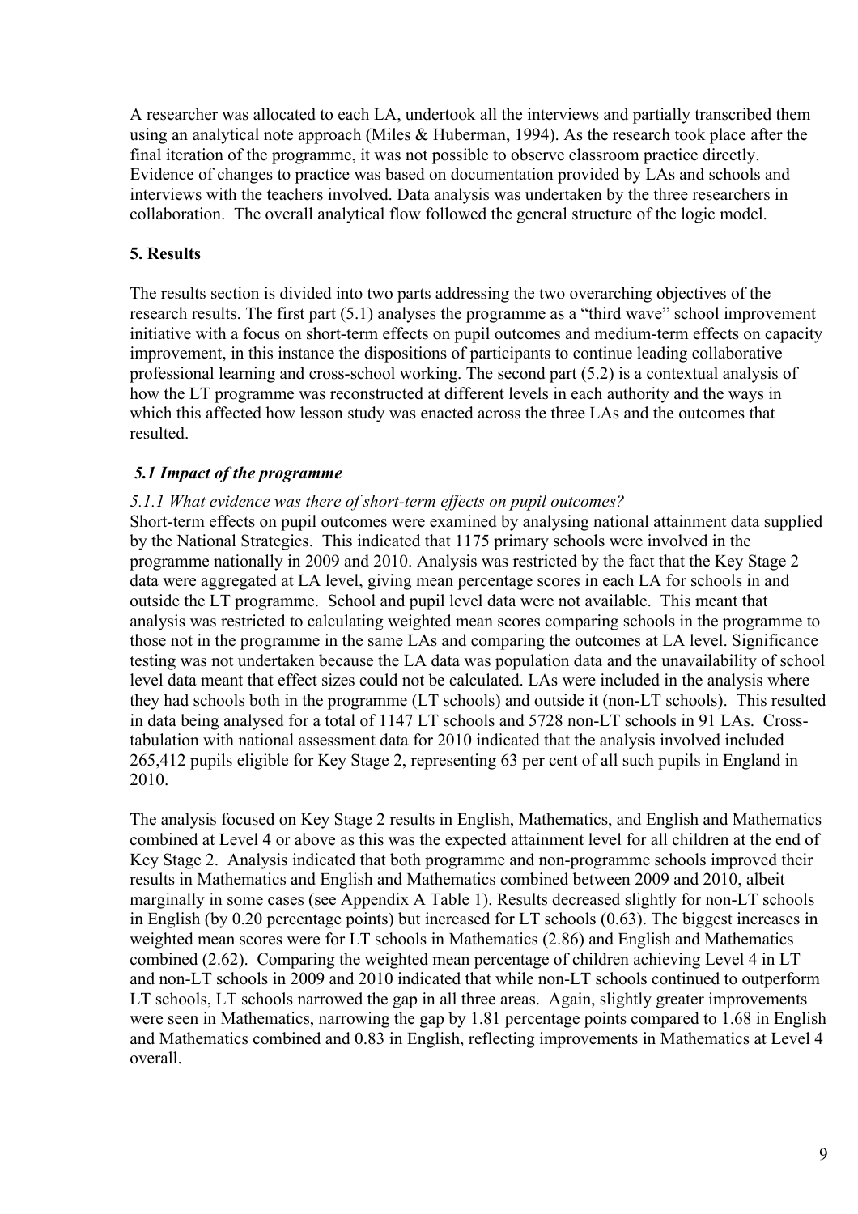A researcher was allocated to each LA, undertook all the interviews and partially transcribed them using an analytical note approach (Miles & Huberman, 1994). As the research took place after the final iteration of the programme, it was not possible to observe classroom practice directly. Evidence of changes to practice was based on documentation provided by LAs and schools and interviews with the teachers involved. Data analysis was undertaken by the three researchers in collaboration. The overall analytical flow followed the general structure of the logic model.

## 5. Results

The results section is divided into two parts addressing the two overarching objectives of the research results. The first part (5.1) analyses the programme as a "third wave" school improvement initiative with a focus on short-term effects on pupil outcomes and medium-term effects on capacity improvement, in this instance the dispositions of participants to continue leading collaborative professional learning and cross-school working. The second part (5.2) is a contextual analysis of how the LT programme was reconstructed at different levels in each authority and the ways in which this affected how lesson study was enacted across the three LAs and the outcomes that resulted.

### *5.1 Impact of the programme*

#### *5.1.1 What evidence was there of short-term effects on pupil outcomes?*

Short-term effects on pupil outcomes were examined by analysing national attainment data supplied by the National Strategies. This indicated that 1175 primary schools were involved in the programme nationally in 2009 and 2010. Analysis was restricted by the fact that the Key Stage 2 data were aggregated at LA level, giving mean percentage scores in each LA for schools in and outside the LT programme. School and pupil level data were not available. This meant that analysis was restricted to calculating weighted mean scores comparing schools in the programme to those not in the programme in the same LAs and comparing the outcomes at LA level. Significance testing was not undertaken because the LA data was population data and the unavailability of school level data meant that effect sizes could not be calculated. LAs were included in the analysis where they had schools both in the programme (LT schools) and outside it (non-LT schools). This resulted in data being analysed for a total of 1147 LT schools and 5728 non-LT schools in 91 LAs. Cross-tabulation with national assessment data for 2010 indicated that the analysis involved included 265,412 pupils eligible for Key Stage 2, representing 63 per cent of all such pupils in England in 2010.

The analysis focused on Key Stage 2 results in English, Mathematics, and English and Mathematics combined at Level 4 or above as this was the expected attainment level for all children at the end of Key Stage 2. Analysis indicated that both programme and non-programme schools improved their results in Mathematics and English and Mathematics combined between 2009 and 2010, albeit marginally in some cases (see Appendix A Table 1). Results decreased slightly for non-LT schools in English (by 0.20 percentage points) but increased for LT schools (0.63). The biggest increases in weighted mean scores were for LT schools in Mathematics (2.86) and English and Mathematics combined (2.62). Comparing the weighted mean percentage of children achieving Level 4 in LT and non-LT schools in 2009 and 2010 indicated that while non-LT schools continued to outperform LT schools, LT schools narrowed the gap in all three areas. Again, slightly greater improvements were seen in Mathematics, narrowing the gap by 1.81 percentage points compared to 1.68 in English and Mathematics combined and 0.83 in English, reflecting improvements in Mathematics at Level 4 overall.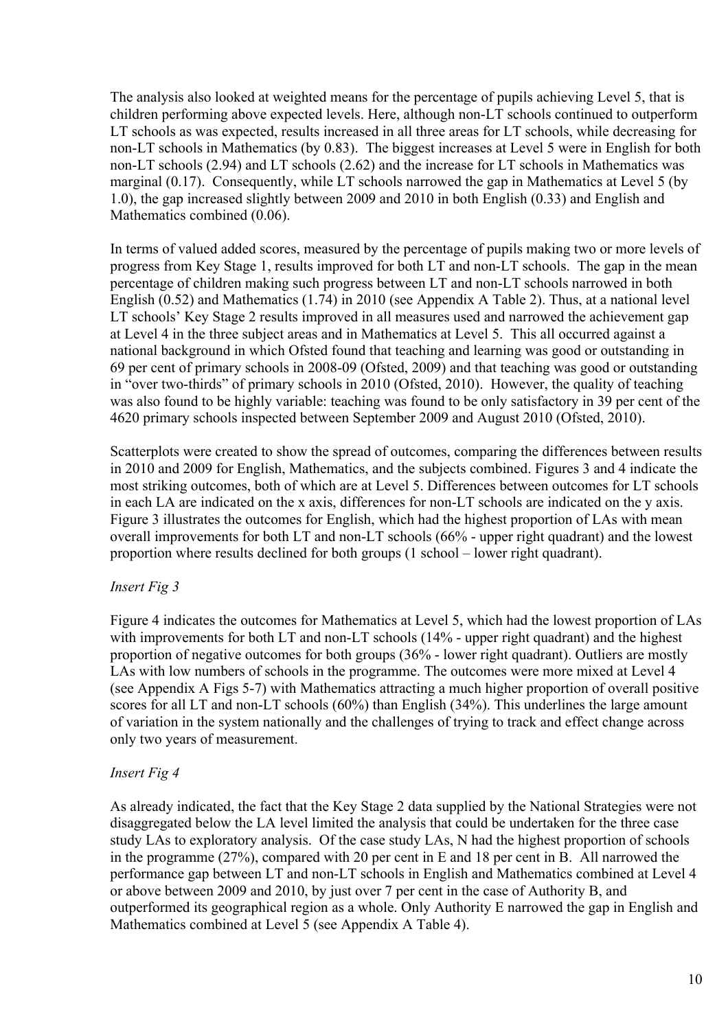The analysis also looked at weighted means for the percentage of pupils achieving Level 5, that is children performing above expected levels. Here, although non-LT schools continued to outperform LT schools as was expected, results increased in all three areas for LT schools, while decreasing for non-LT schools in Mathematics (by 0.83). The biggest increases at Level 5 were in English for both non-LT schools (2.94) and LT schools (2.62) and the increase for LT schools in Mathematics was marginal (0.17). Consequently, while LT schools narrowed the gap in Mathematics at Level 5 (by 1.0), the gap increased slightly between 2009 and 2010 in both English (0.33) and English and Mathematics combined (0.06).

In terms of valued added scores, measured by the percentage of pupils making two or more levels of progress from Key Stage 1, results improved for both LT and non-LT schools. The gap in the mean percentage of children making such progress between LT and non-LT schools narrowed in both English (0.52) and Mathematics (1.74) in 2010 (see Appendix A Table 2). Thus, at a national level LT schools' Key Stage 2 results improved in all measures used and narrowed the achievement gap at Level 4 in the three subject areas and in Mathematics at Level 5. This all occurred against a national background in which Ofsted found that teaching and learning was good or outstanding in 69 per cent of primary schools in 2008-09 (Ofsted, 2009) and that teaching was good or outstanding in "over two-thirds" of primary schools in 2010 (Ofsted, 2010). However, the quality of teaching was also found to be highly variable: teaching was found to be only satisfactory in 39 per cent of the 4620 primary schools inspected between September 2009 and August 2010 (Ofsted, 2010).

Scatterplots were created to show the spread of outcomes, comparing the differences between results in 2010 and 2009 for English, Mathematics, and the subjects combined. Figures 3 and 4 indicate the most striking outcomes, both of which are at Level 5. Differences between outcomes for LT schools in each LA are indicated on the x axis, differences for non-LT schools are indicated on the y axis. Figure 3 illustrates the outcomes for English, which had the highest proportion of LAs with mean overall improvements for both LT and non-LT schools (66% - upper right quadrant) and the lowest proportion where results declined for both groups (1 school – lower right quadrant).

*Insert Fig 3*

Figure 4 indicates the outcomes for Mathematics at Level 5, which had the lowest proportion of LAs with improvements for both LT and non-LT schools (14% - upper right quadrant) and the highest proportion of negative outcomes for both groups (36% - lower right quadrant). Outliers are mostly LAs with low numbers of schools in the programme. The outcomes were more mixed at Level 4 (see Appendix A Figs 5-7) with Mathematics attracting a much higher proportion of overall positive scores for all LT and non-LT schools (60%) than English (34%). This underlines the large amount of variation in the system nationally and the challenges of trying to track and effect change across only two years of measurement.

*Insert Fig 4*

As already indicated, the fact that the Key Stage 2 data supplied by the National Strategies were not disaggregated below the LA level limited the analysis that could be undertaken for the three case study LAs to exploratory analysis. Of the case study LAs, N had the highest proportion of schools in the programme (27%), compared with 20 per cent in E and 18 per cent in B. All narrowed the performance gap between LT and non-LT schools in English and Mathematics combined at Level 4 or above between 2009 and 2010, by just over 7 per cent in the case of Authority B, and outperformed its geographical region as a whole. Only Authority E narrowed the gap in English and Mathematics combined at Level 5 (see Appendix A Table 4).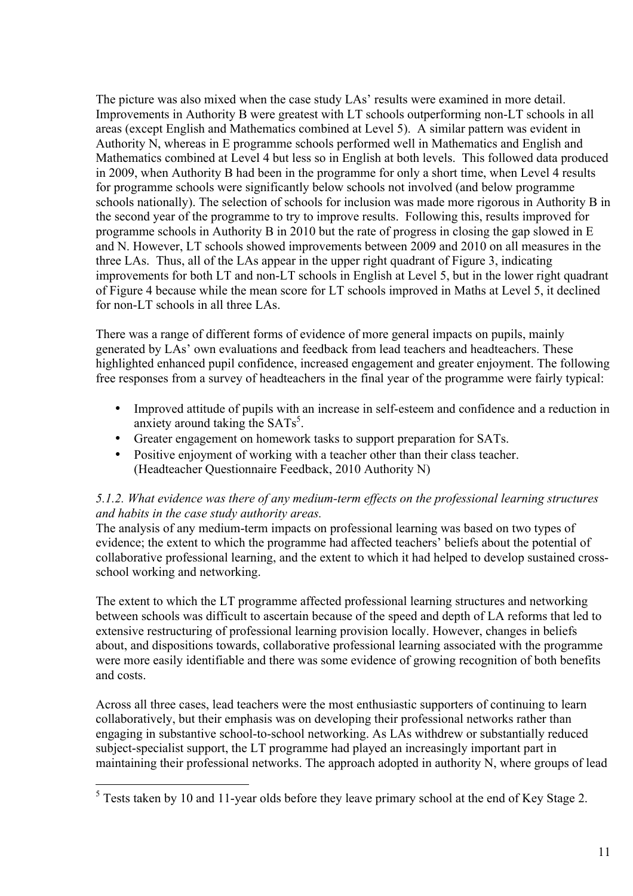The picture was also mixed when the case study LAs' results were examined in more detail. Improvements in Authority B were greatest with LT schools outperforming non-LT schools in all areas (except English and Mathematics combined at Level 5). A similar pattern was evident in Authority N, whereas in E programme schools performed well in Mathematics and English and Mathematics combined at Level 4 but less so in English at both levels. This followed data produced in 2009, when Authority B had been in the programme for only a short time, when Level 4 results for programme schools were significantly below schools not involved (and below programme schools nationally). The selection of schools for inclusion was made more rigorous in Authority B in the second year of the programme to try to improve results. Following this, results improved for programme schools in Authority B in 2010 but the rate of progress in closing the gap slowed in E and N. However, LT schools showed improvements between 2009 and 2010 on all measures in the three LAs. Thus, all of the LAs appear in the upper right quadrant of Figure 3, indicating improvements for both LT and non-LT schools in English at Level 5, but in the lower right quadrant of Figure 4 because while the mean score for LT schools improved in Maths at Level 5, it declined for non-LT schools in all three LAs.

There was a range of different forms of evidence of more general impacts on pupils, mainly generated by LAs' own evaluations and feedback from lead teachers and headteachers. These highlighted enhanced pupil confidence, increased engagement and greater enjoyment. The following free responses from a survey of headteachers in the final year of the programme were fairly typical:

- Improved attitude of pupils with an increase in self-esteem and confidence and a reduction in anxiety around taking the SATs[5].
- Greater engagement on homework tasks to support preparation for SATs.
- Positive enjoyment of working with a teacher other than their class teacher. (Headteacher Questionnaire Feedback, 2010 Authority N)

*5.1.2. What evidence was there of any medium-term effects on the professional learning structures and habits in the case study authority areas.*

The analysis of any medium-term impacts on professional learning was based on two types of evidence; the extent to which the programme had affected teachers' beliefs about the potential of collaborative professional learning, and the extent to which it had helped to develop sustained cross-school working and networking.

The extent to which the LT programme affected professional learning structures and networking between schools was difficult to ascertain because of the speed and depth of LA reforms that led to extensive restructuring of professional learning provision locally. However, changes in beliefs about, and dispositions towards, collaborative professional learning associated with the programme were more easily identifiable and there was some evidence of growing recognition of both benefits and costs.

Across all three cases, lead teachers were the most enthusiastic supporters of continuing to learn collaboratively, but their emphasis was on developing their professional networks rather than engaging in substantive school-to-school networking. As LAs withdrew or substantially reduced subject-specialist support, the LT programme had played an increasingly important part in maintaining their professional networks. The approach adopted in authority N, where groups of lead

[5] Tests taken by 10 and 11-year olds before they leave primary school at the end of Key Stage 2.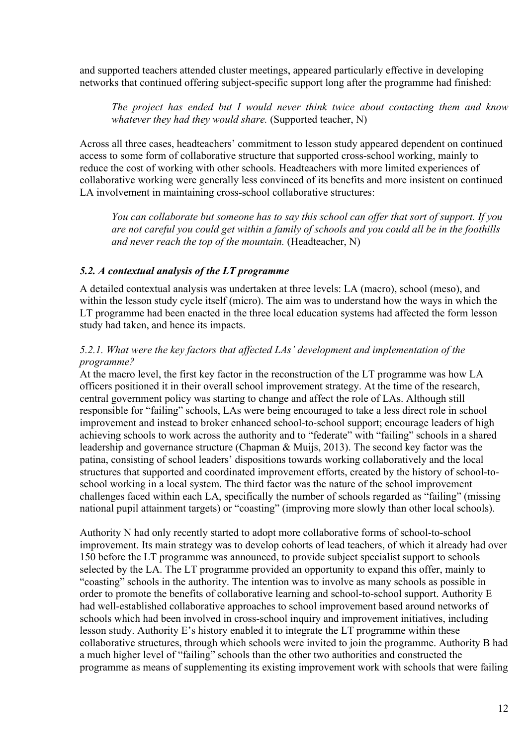and supported teachers attended cluster meetings, appeared particularly effective in developing networks that continued offering subject-specific support long after the programme had finished:

> *The project has ended but I would never think twice about contacting them and know whatever they had they would share.* (Supported teacher, N)

Across all three cases, headteachers' commitment to lesson study appeared dependent on continued access to some form of collaborative structure that supported cross-school working, mainly to reduce the cost of working with other schools. Headteachers with more limited experiences of collaborative working were generally less convinced of its benefits and more insistent on continued LA involvement in maintaining cross-school collaborative structures:

> *You can collaborate but someone has to say this school can offer that sort of support. If you are not careful you could get within a family of schools and you could all be in the foothills and never reach the top of the mountain.* (Headteacher, N)

### *5.2. A contextual analysis of the LT programme*

A detailed contextual analysis was undertaken at three levels: LA (macro), school (meso), and within the lesson study cycle itself (micro). The aim was to understand how the ways in which the LT programme had been enacted in the three local education systems had affected the form lesson study had taken, and hence its impacts.

#### *5.2.1. What were the key factors that affected LAs' development and implementation of the programme?*

At the macro level, the first key factor in the reconstruction of the LT programme was how LA officers positioned it in their overall school improvement strategy. At the time of the research, central government policy was starting to change and affect the role of LAs. Although still responsible for "failing" schools, LAs were being encouraged to take a less direct role in school improvement and instead to broker enhanced school-to-school support; encourage leaders of high achieving schools to work across the authority and to "federate" with "failing" schools in a shared leadership and governance structure (Chapman & Muijs, 2013). The second key factor was the patina, consisting of school leaders' dispositions towards working collaboratively and the local structures that supported and coordinated improvement efforts, created by the history of school-to-school working in a local system. The third factor was the nature of the school improvement challenges faced within each LA, specifically the number of schools regarded as "failing" (missing national pupil attainment targets) or "coasting" (improving more slowly than other local schools).

Authority N had only recently started to adopt more collaborative forms of school-to-school improvement. Its main strategy was to develop cohorts of lead teachers, of which it already had over 150 before the LT programme was announced, to provide subject specialist support to schools selected by the LA. The LT programme provided an opportunity to expand this offer, mainly to "coasting" schools in the authority. The intention was to involve as many schools as possible in order to promote the benefits of collaborative learning and school-to-school support. Authority E had well-established collaborative approaches to school improvement based around networks of schools which had been involved in cross-school inquiry and improvement initiatives, including lesson study. Authority E's history enabled it to integrate the LT programme within these collaborative structures, through which schools were invited to join the programme. Authority B had a much higher level of "failing" schools than the other two authorities and constructed the programme as means of supplementing its existing improvement work with schools that were failing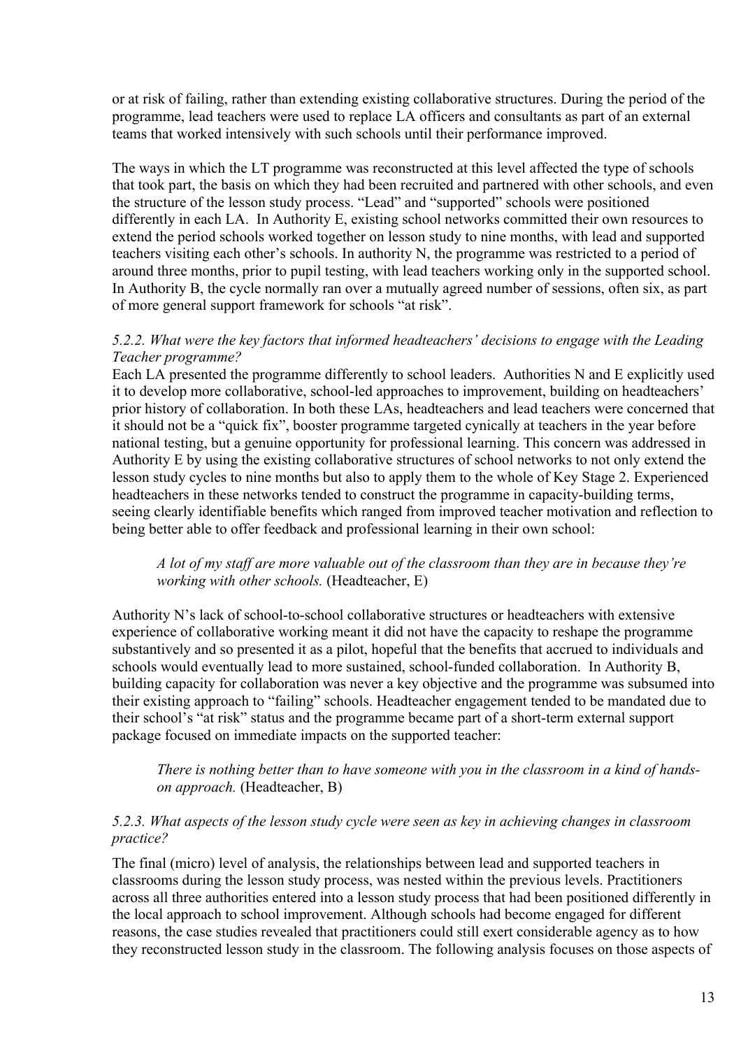or at risk of failing, rather than extending existing collaborative structures. During the period of the programme, lead teachers were used to replace LA officers and consultants as part of an external teams that worked intensively with such schools until their performance improved.

The ways in which the LT programme was reconstructed at this level affected the type of schools that took part, the basis on which they had been recruited and partnered with other schools, and even the structure of the lesson study process. "Lead" and "supported" schools were positioned differently in each LA. In Authority E, existing school networks committed their own resources to extend the period schools worked together on lesson study to nine months, with lead and supported teachers visiting each other's schools. In authority N, the programme was restricted to a period of around three months, prior to pupil testing, with lead teachers working only in the supported school. In Authority B, the cycle normally ran over a mutually agreed number of sessions, often six, as part of more general support framework for schools "at risk".

### *5.2.2. What were the key factors that informed headteachers' decisions to engage with the Leading Teacher programme?*

Each LA presented the programme differently to school leaders. Authorities N and E explicitly used it to develop more collaborative, school-led approaches to improvement, building on headteachers' prior history of collaboration. In both these LAs, headteachers and lead teachers were concerned that it should not be a "quick fix", booster programme targeted cynically at teachers in the year before national testing, but a genuine opportunity for professional learning. This concern was addressed in Authority E by using the existing collaborative structures of school networks to not only extend the lesson study cycles to nine months but also to apply them to the whole of Key Stage 2. Experienced headteachers in these networks tended to construct the programme in capacity-building terms, seeing clearly identifiable benefits which ranged from improved teacher motivation and reflection to being better able to offer feedback and professional learning in their own school:

> *A lot of my staff are more valuable out of the classroom than they are in because they're working with other schools.* (Headteacher, E)

Authority N's lack of school-to-school collaborative structures or headteachers with extensive experience of collaborative working meant it did not have the capacity to reshape the programme substantively and so presented it as a pilot, hopeful that the benefits that accrued to individuals and schools would eventually lead to more sustained, school-funded collaboration. In Authority B, building capacity for collaboration was never a key objective and the programme was subsumed into their existing approach to "failing" schools. Headteacher engagement tended to be mandated due to their school's "at risk" status and the programme became part of a short-term external support package focused on immediate impacts on the supported teacher:

> *There is nothing better than to have someone with you in the classroom in a kind of hands-on approach.* (Headteacher, B)

### *5.2.3. What aspects of the lesson study cycle were seen as key in achieving changes in classroom practice?*

The final (micro) level of analysis, the relationships between lead and supported teachers in classrooms during the lesson study process, was nested within the previous levels. Practitioners across all three authorities entered into a lesson study process that had been positioned differently in the local approach to school improvement. Although schools had become engaged for different reasons, the case studies revealed that practitioners could still exert considerable agency as to how they reconstructed lesson study in the classroom. The following analysis focuses on those aspects of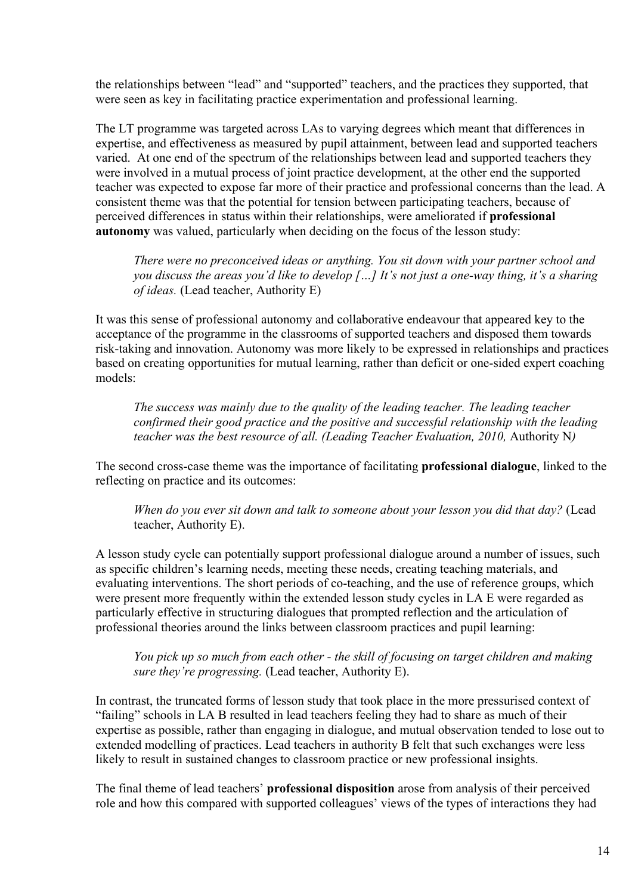the relationships between "lead" and "supported" teachers, and the practices they supported, that were seen as key in facilitating practice experimentation and professional learning.

The LT programme was targeted across LAs to varying degrees which meant that differences in expertise, and effectiveness as measured by pupil attainment, between lead and supported teachers varied. At one end of the spectrum of the relationships between lead and supported teachers they were involved in a mutual process of joint practice development, at the other end the supported teacher was expected to expose far more of their practice and professional concerns than the lead. A consistent theme was that the potential for tension between participating teachers, because of perceived differences in status within their relationships, were ameliorated if **professional autonomy** was valued, particularly when deciding on the focus of the lesson study:

> *There were no preconceived ideas or anything. You sit down with your partner school and you discuss the areas you'd like to develop […] It's not just a one-way thing, it's a sharing of ideas.* (Lead teacher, Authority E)

It was this sense of professional autonomy and collaborative endeavour that appeared key to the acceptance of the programme in the classrooms of supported teachers and disposed them towards risk-taking and innovation. Autonomy was more likely to be expressed in relationships and practices based on creating opportunities for mutual learning, rather than deficit or one-sided expert coaching models:

> *The success was mainly due to the quality of the leading teacher. The leading teacher confirmed their good practice and the positive and successful relationship with the leading teacher was the best resource of all. (Leading Teacher Evaluation, 2010,* Authority N*)*

The second cross-case theme was the importance of facilitating **professional dialogue**, linked to the reflecting on practice and its outcomes:

> *When do you ever sit down and talk to someone about your lesson you did that day?* (Lead teacher, Authority E).

A lesson study cycle can potentially support professional dialogue around a number of issues, such as specific children's learning needs, meeting these needs, creating teaching materials, and evaluating interventions. The short periods of co-teaching, and the use of reference groups, which were present more frequently within the extended lesson study cycles in LA E were regarded as particularly effective in structuring dialogues that prompted reflection and the articulation of professional theories around the links between classroom practices and pupil learning:

> *You pick up so much from each other - the skill of focusing on target children and making sure they're progressing.* (Lead teacher, Authority E).

In contrast, the truncated forms of lesson study that took place in the more pressurised context of "failing" schools in LA B resulted in lead teachers feeling they had to share as much of their expertise as possible, rather than engaging in dialogue, and mutual observation tended to lose out to extended modelling of practices. Lead teachers in authority B felt that such exchanges were less likely to result in sustained changes to classroom practice or new professional insights.

The final theme of lead teachers' **professional disposition** arose from analysis of their perceived role and how this compared with supported colleagues' views of the types of interactions they had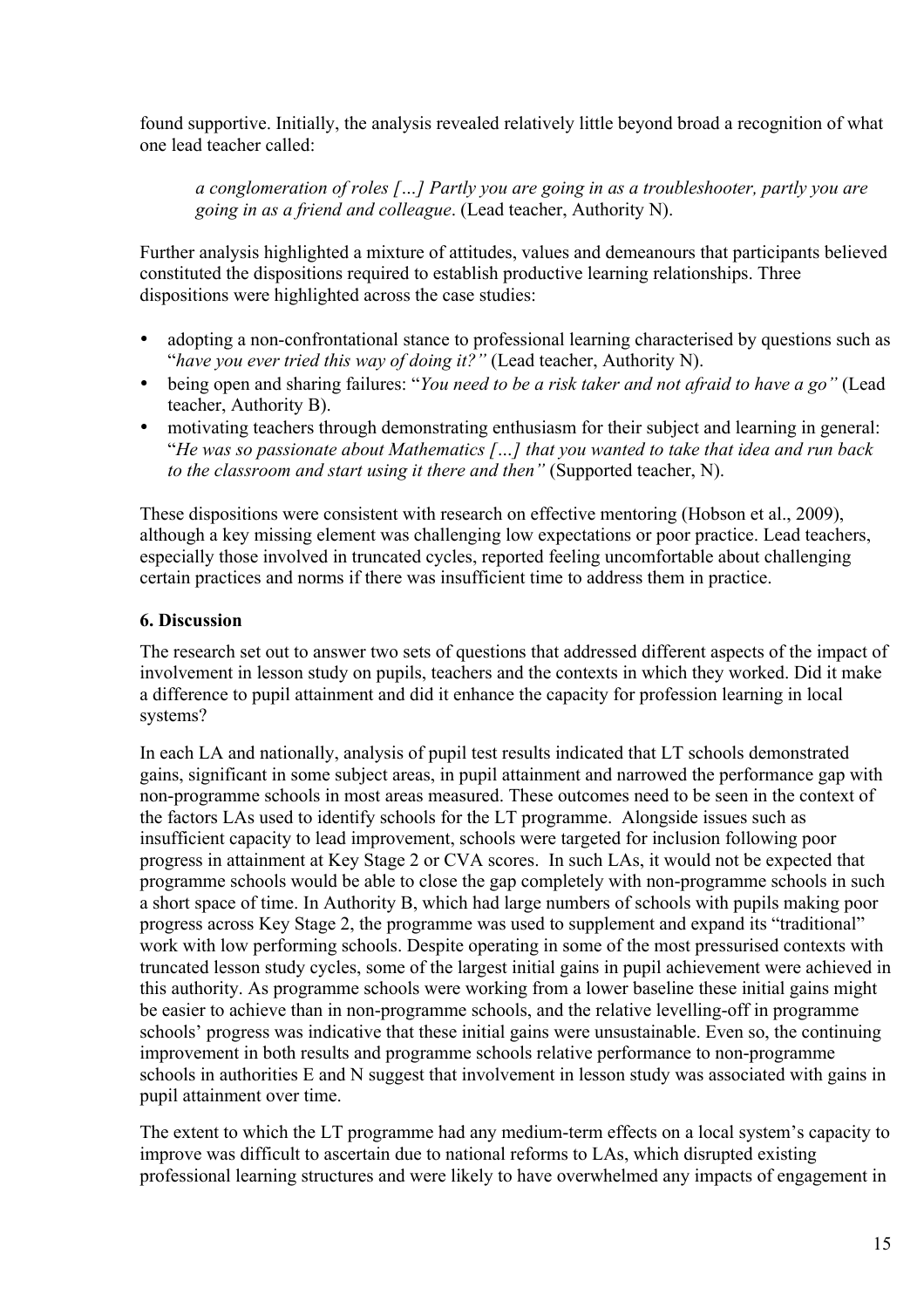found supportive. Initially, the analysis revealed relatively little beyond broad a recognition of what one lead teacher called:

> *a conglomeration of roles […] Partly you are going in as a troubleshooter, partly you are going in as a friend and colleague*. (Lead teacher, Authority N).

Further analysis highlighted a mixture of attitudes, values and demeanours that participants believed constituted the dispositions required to establish productive learning relationships. Three dispositions were highlighted across the case studies:

- adopting a non-confrontational stance to professional learning characterised by questions such as "*have you ever tried this way of doing it?"* (Lead teacher, Authority N).
- being open and sharing failures: "*You need to be a risk taker and not afraid to have a go"* (Lead teacher, Authority B).
- motivating teachers through demonstrating enthusiasm for their subject and learning in general: "*He was so passionate about Mathematics […] that you wanted to take that idea and run back to the classroom and start using it there and then"* (Supported teacher, N).

These dispositions were consistent with research on effective mentoring (Hobson et al., 2009), although a key missing element was challenging low expectations or poor practice. Lead teachers, especially those involved in truncated cycles, reported feeling uncomfortable about challenging certain practices and norms if there was insufficient time to address them in practice.

## 6. Discussion

The research set out to answer two sets of questions that addressed different aspects of the impact of involvement in lesson study on pupils, teachers and the contexts in which they worked. Did it make a difference to pupil attainment and did it enhance the capacity for profession learning in local systems?

In each LA and nationally, analysis of pupil test results indicated that LT schools demonstrated gains, significant in some subject areas, in pupil attainment and narrowed the performance gap with non-programme schools in most areas measured. These outcomes need to be seen in the context of the factors LAs used to identify schools for the LT programme. Alongside issues such as insufficient capacity to lead improvement, schools were targeted for inclusion following poor progress in attainment at Key Stage 2 or CVA scores. In such LAs, it would not be expected that programme schools would be able to close the gap completely with non-programme schools in such a short space of time. In Authority B, which had large numbers of schools with pupils making poor progress across Key Stage 2, the programme was used to supplement and expand its "traditional" work with low performing schools. Despite operating in some of the most pressurised contexts with truncated lesson study cycles, some of the largest initial gains in pupil achievement were achieved in this authority. As programme schools were working from a lower baseline these initial gains might be easier to achieve than in non-programme schools, and the relative levelling-off in programme schools' progress was indicative that these initial gains were unsustainable. Even so, the continuing improvement in both results and programme schools relative performance to non-programme schools in authorities E and N suggest that involvement in lesson study was associated with gains in pupil attainment over time.

The extent to which the LT programme had any medium-term effects on a local system's capacity to improve was difficult to ascertain due to national reforms to LAs, which disrupted existing professional learning structures and were likely to have overwhelmed any impacts of engagement in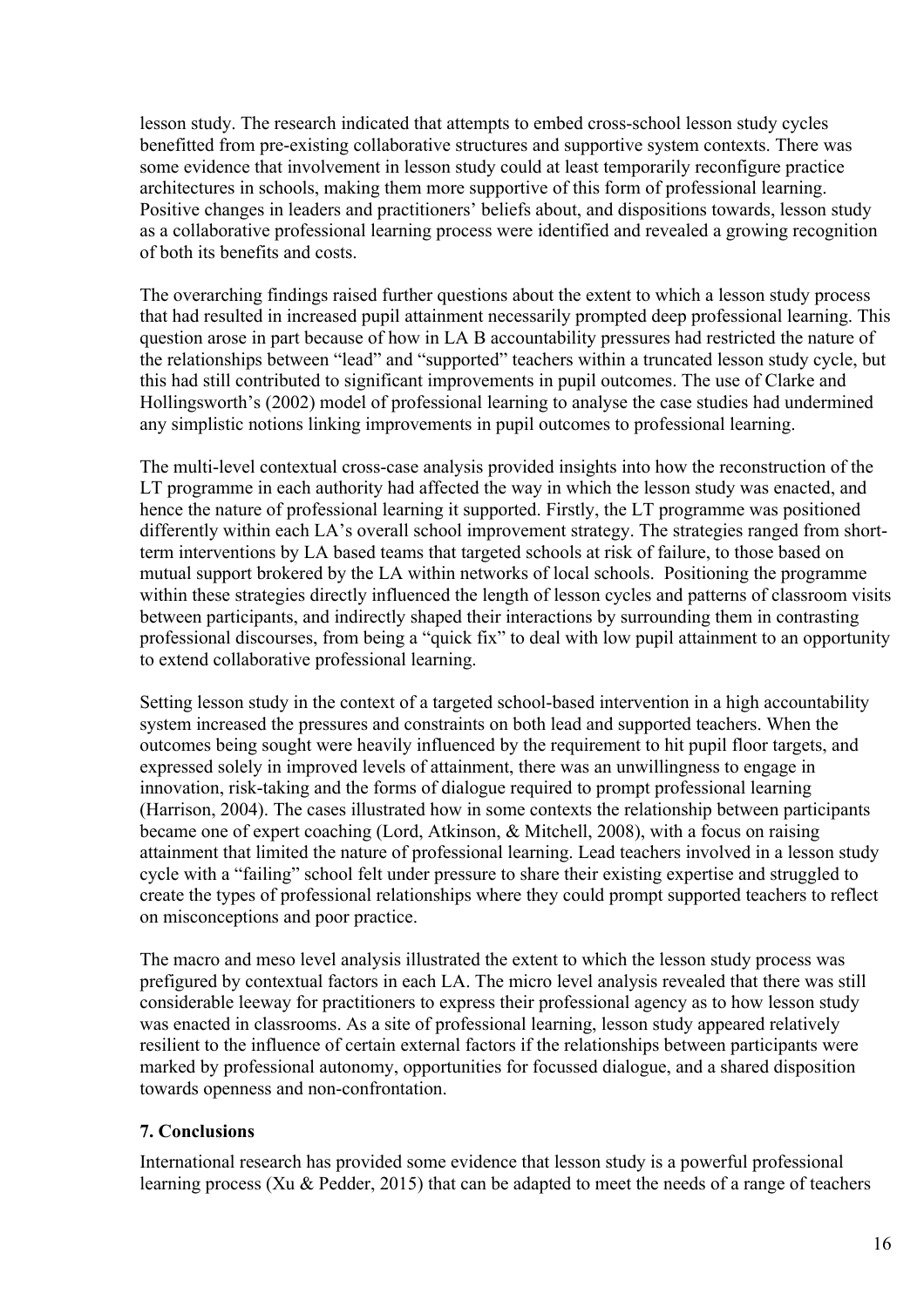lesson study. The research indicated that attempts to embed cross-school lesson study cycles benefitted from pre-existing collaborative structures and supportive system contexts. There was some evidence that involvement in lesson study could at least temporarily reconfigure practice architectures in schools, making them more supportive of this form of professional learning. Positive changes in leaders and practitioners' beliefs about, and dispositions towards, lesson study as a collaborative professional learning process were identified and revealed a growing recognition of both its benefits and costs.

The overarching findings raised further questions about the extent to which a lesson study process that had resulted in increased pupil attainment necessarily prompted deep professional learning. This question arose in part because of how in LA B accountability pressures had restricted the nature of the relationships between "lead" and "supported" teachers within a truncated lesson study cycle, but this had still contributed to significant improvements in pupil outcomes. The use of Clarke and Hollingsworth's (2002) model of professional learning to analyse the case studies had undermined any simplistic notions linking improvements in pupil outcomes to professional learning.

The multi-level contextual cross-case analysis provided insights into how the reconstruction of the LT programme in each authority had affected the way in which the lesson study was enacted, and hence the nature of professional learning it supported. Firstly, the LT programme was positioned differently within each LA's overall school improvement strategy. The strategies ranged from short-term interventions by LA based teams that targeted schools at risk of failure, to those based on mutual support brokered by the LA within networks of local schools. Positioning the programme within these strategies directly influenced the length of lesson cycles and patterns of classroom visits between participants, and indirectly shaped their interactions by surrounding them in contrasting professional discourses, from being a "quick fix" to deal with low pupil attainment to an opportunity to extend collaborative professional learning.

Setting lesson study in the context of a targeted school-based intervention in a high accountability system increased the pressures and constraints on both lead and supported teachers. When the outcomes being sought were heavily influenced by the requirement to hit pupil floor targets, and expressed solely in improved levels of attainment, there was an unwillingness to engage in innovation, risk-taking and the forms of dialogue required to prompt professional learning (Harrison, 2004). The cases illustrated how in some contexts the relationship between participants became one of expert coaching (Lord, Atkinson, & Mitchell, 2008), with a focus on raising attainment that limited the nature of professional learning. Lead teachers involved in a lesson study cycle with a "failing" school felt under pressure to share their existing expertise and struggled to create the types of professional relationships where they could prompt supported teachers to reflect on misconceptions and poor practice.

The macro and meso level analysis illustrated the extent to which the lesson study process was prefigured by contextual factors in each LA. The micro level analysis revealed that there was still considerable leeway for practitioners to express their professional agency as to how lesson study was enacted in classrooms. As a site of professional learning, lesson study appeared relatively resilient to the influence of certain external factors if the relationships between participants were marked by professional autonomy, opportunities for focussed dialogue, and a shared disposition towards openness and non-confrontation.

## 7. Conclusions

International research has provided some evidence that lesson study is a powerful professional learning process (Xu & Pedder, 2015) that can be adapted to meet the needs of a range of teachers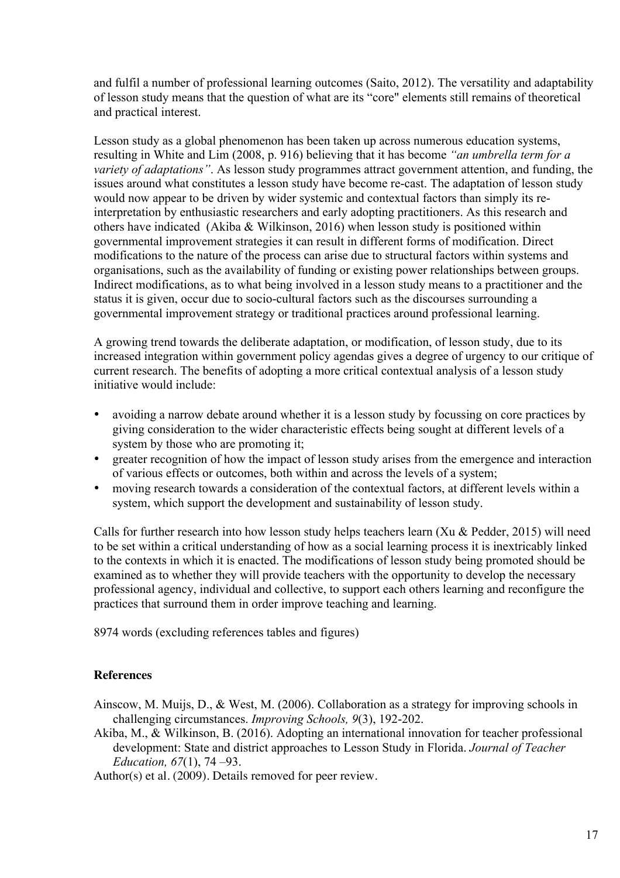and fulfil a number of professional learning outcomes (Saito, 2012). The versatility and adaptability of lesson study means that the question of what are its "core" elements still remains of theoretical and practical interest.

Lesson study as a global phenomenon has been taken up across numerous education systems, resulting in White and Lim (2008, p. 916) believing that it has become *"an umbrella term for a variety of adaptations"*. As lesson study programmes attract government attention, and funding, the issues around what constitutes a lesson study have become re-cast. The adaptation of lesson study would now appear to be driven by wider systemic and contextual factors than simply its re-interpretation by enthusiastic researchers and early adopting practitioners. As this research and others have indicated (Akiba & Wilkinson, 2016) when lesson study is positioned within governmental improvement strategies it can result in different forms of modification. Direct modifications to the nature of the process can arise due to structural factors within systems and organisations, such as the availability of funding or existing power relationships between groups. Indirect modifications, as to what being involved in a lesson study means to a practitioner and the status it is given, occur due to socio-cultural factors such as the discourses surrounding a governmental improvement strategy or traditional practices around professional learning.

A growing trend towards the deliberate adaptation, or modification, of lesson study, due to its increased integration within government policy agendas gives a degree of urgency to our critique of current research. The benefits of adopting a more critical contextual analysis of a lesson study initiative would include:

- avoiding a narrow debate around whether it is a lesson study by focussing on core practices by giving consideration to the wider characteristic effects being sought at different levels of a system by those who are promoting it;
- greater recognition of how the impact of lesson study arises from the emergence and interaction of various effects or outcomes, both within and across the levels of a system;
- moving research towards a consideration of the contextual factors, at different levels within a system, which support the development and sustainability of lesson study.

Calls for further research into how lesson study helps teachers learn (Xu & Pedder, 2015) will need to be set within a critical understanding of how as a social learning process it is inextricably linked to the contexts in which it is enacted. The modifications of lesson study being promoted should be examined as to whether they will provide teachers with the opportunity to develop the necessary professional agency, individual and collective, to support each others learning and reconfigure the practices that surround them in order improve teaching and learning.

8974 words (excluding references tables and figures)

**References**

Ainscow, M. Muijs, D., & West, M. (2006). Collaboration as a strategy for improving schools in challenging circumstances. *Improving Schools, 9*(3), 192-202.

Akiba, M., & Wilkinson, B. (2016). Adopting an international innovation for teacher professional development: State and district approaches to Lesson Study in Florida. *Journal of Teacher Education, 67*(1), 74 –93.

Author(s) et al. (2009). Details removed for peer review.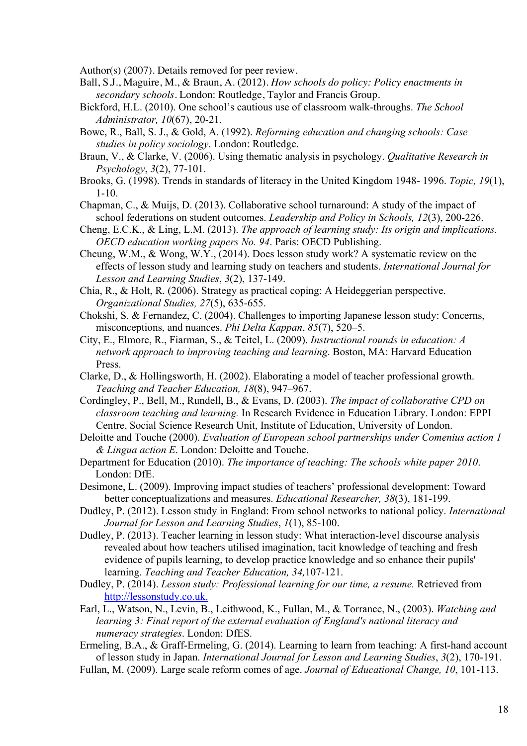Author(s) (2007). Details removed for peer review.

Ball, S.J., Maguire, M., & Braun, A. (2012). *How schools do policy: Policy enactments in secondary schools*. London: Routledge, Taylor and Francis Group.

Bickford, H.L. (2010). One school's cautious use of classroom walk-throughs. *The School Administrator, 10*(67), 20-21.

Bowe, R., Ball, S. J., & Gold, A. (1992). *Reforming education and changing schools: Case studies in policy sociology*. London: Routledge.

Braun, V., & Clarke, V. (2006). Using thematic analysis in psychology. *Qualitative Research in Psychology*, *3*(2), 77-101.

Brooks, G. (1998). Trends in standards of literacy in the United Kingdom 1948- 1996. *Topic, 19*(1), 1-10.

Chapman, C., & Muijs, D. (2013). Collaborative school turnaround: A study of the impact of school federations on student outcomes. *Leadership and Policy in Schools, 12*(3), 200-226.

Cheng, E.C.K., & Ling, L.M. (2013). *The approach of learning study: Its origin and implications. OECD education working papers No. 94*. Paris: OECD Publishing.

Cheung, W.M., & Wong, W.Y., (2014). Does lesson study work? A systematic review on the effects of lesson study and learning study on teachers and students. *International Journal for Lesson and Learning Studies*, *3*(2), 137-149.

Chia, R., & Holt, R. (2006). Strategy as practical coping: A Heideggerian perspective. *Organizational Studies, 27*(5), 635-655.

Chokshi, S. & Fernandez, C. (2004). Challenges to importing Japanese lesson study: Concerns, misconceptions, and nuances. *Phi Delta Kappan*, *85*(7), 520–5.

City, E., Elmore, R., Fiarman, S., & Teitel, L. (2009). *Instructional rounds in education: A network approach to improving teaching and learning*. Boston, MA: Harvard Education Press.

Clarke, D., & Hollingsworth, H. (2002). Elaborating a model of teacher professional growth. *Teaching and Teacher Education, 18*(8), 947–967.

Cordingley, P., Bell, M., Rundell, B., & Evans, D. (2003). *The impact of collaborative CPD on classroom teaching and learning.* In Research Evidence in Education Library. London: EPPI Centre, Social Science Research Unit, Institute of Education, University of London.

Deloitte and Touche (2000). *Evaluation of European school partnerships under Comenius action 1 & Lingua action E*. London: Deloitte and Touche.

Department for Education (2010). *The importance of teaching: The schools white paper 2010*. London: DfE.

Desimone, L. (2009). Improving impact studies of teachers' professional development: Toward better conceptualizations and measures. *Educational Researcher, 38*(3), 181-199.

Dudley, P. (2012). Lesson study in England: From school networks to national policy. *International Journal for Lesson and Learning Studies*, *1*(1), 85-100.

Dudley, P. (2013). Teacher learning in lesson study: What interaction-level discourse analysis revealed about how teachers utilised imagination, tacit knowledge of teaching and fresh evidence of pupils learning, to develop practice knowledge and so enhance their pupils' learning. *Teaching and Teacher Education, 34,*107-121.

Dudley, P. (2014). *Lesson study: Professional learning for our time, a resume.* Retrieved from http://lessonstudy.co.uk.

Earl, L., Watson, N., Levin, B., Leithwood, K., Fullan, M., & Torrance, N., (2003). *Watching and learning 3: Final report of the external evaluation of England's national literacy and numeracy strategies*. London: DfES.

Ermeling, B.A., & Graff-Ermeling, G. (2014). Learning to learn from teaching: A first-hand account of lesson study in Japan. *International Journal for Lesson and Learning Studies*, *3*(2), 170-191.

Fullan, M. (2009). Large scale reform comes of age. *Journal of Educational Change, 10*, 101-113.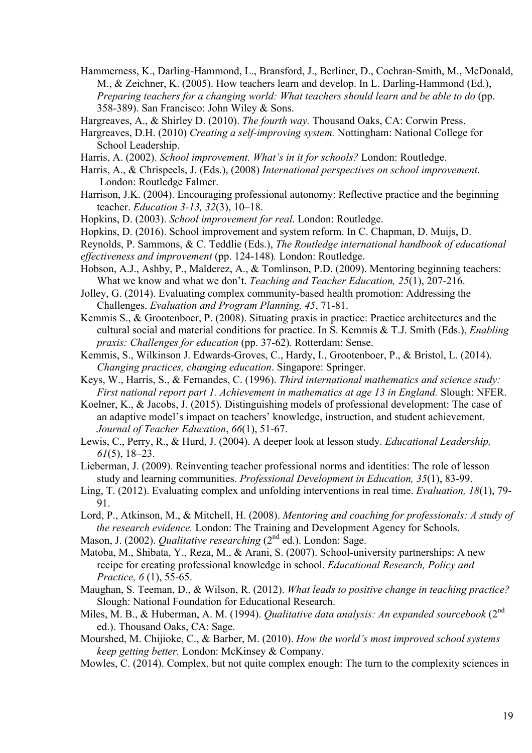Hammerness, K., Darling-Hammond, L., Bransford, J., Berliner, D., Cochran-Smith, M., McDonald, M., & Zeichner, K. (2005). How teachers learn and develop. In L. Darling-Hammond (Ed.), *Preparing teachers for a changing world: What teachers should learn and be able to do* (pp. 358-389). San Francisco: John Wiley & Sons.

Hargreaves, A., & Shirley D. (2010). *The fourth way.* Thousand Oaks, CA: Corwin Press.

Hargreaves, D.H. (2010) *Creating a self-improving system.* Nottingham: National College for School Leadership.

Harris, A. (2002). *School improvement. What's in it for schools?* London: Routledge.

Harris, A., & Chrispeels, J. (Eds.), (2008) *International perspectives on school improvement*. London: Routledge Falmer.

Harrison, J.K. (2004). Encouraging professional autonomy: Reflective practice and the beginning teacher. *Education 3-13, 32*(3), 10–18.

Hopkins, D. (2003). *School improvement for real*. London: Routledge.

Hopkins, D. (2016). School improvement and system reform. In C. Chapman, D. Muijs, D. Reynolds, P. Sammons, & C. Teddlie (Eds.), *The Routledge international handbook of educational effectiveness and improvement* (pp. 124-148). London: Routledge.

Hobson, A.J., Ashby, P., Malderez, A., & Tomlinson, P.D. (2009). Mentoring beginning teachers: What we know and what we don't. *Teaching and Teacher Education, 25*(1), 207-216.

Jolley, G. (2014). Evaluating complex community-based health promotion: Addressing the Challenges. *Evaluation and Program Planning, 45*, 71-81.

Kemmis S., & Grootenboer, P. (2008). Situating praxis in practice: Practice architectures and the cultural social and material conditions for practice. In S. Kemmis & T.J. Smith (Eds.), *Enabling praxis: Challenges for education* (pp. 37-62). Rotterdam: Sense.

Kemmis, S., Wilkinson J. Edwards-Groves, C., Hardy, I., Grootenboer, P., & Bristol, L. (2014). *Changing practices, changing education*. Singapore: Springer.

Keys, W., Harris, S., & Fernandes, C. (1996). *Third international mathematics and science study: First national report part 1. Achievement in mathematics at age 13 in England.* Slough: NFER.

Koelner, K., & Jacobs, J. (2015). Distinguishing models of professional development: The case of an adaptive model's impact on teachers' knowledge, instruction, and student achievement. *Journal of Teacher Education*, *66*(1), 51-67.

Lewis, C., Perry, R., & Hurd, J. (2004). A deeper look at lesson study. *Educational Leadership, 61*(5), 18–23.

Lieberman, J. (2009). Reinventing teacher professional norms and identities: The role of lesson study and learning communities. *Professional Development in Education, 35*(1), 83-99.

Ling, T. (2012). Evaluating complex and unfolding interventions in real time. *Evaluation, 18*(1), 79-91.

Lord, P., Atkinson, M., & Mitchell, H. (2008). *Mentoring and coaching for professionals: A study of the research evidence.* London: The Training and Development Agency for Schools.

Mason, J. (2002). *Qualitative researching* (2nd ed.). London: Sage.

Matoba, M., Shibata, Y., Reza, M., & Arani, S. (2007). School-university partnerships: A new recipe for creating professional knowledge in school. *Educational Research, Policy and Practice, 6* (1), 55-65.

Maughan, S. Teeman, D., & Wilson, R. (2012). *What leads to positive change in teaching practice?* Slough: National Foundation for Educational Research.

Miles, M. B., & Huberman, A. M. (1994). *Qualitative data analysis: An expanded sourcebook* (2nd ed.). Thousand Oaks, CA: Sage.

Mourshed, M. Chijioke, C., & Barber, M. (2010). *How the world's most improved school systems keep getting better.* London: McKinsey & Company.

Mowles, C. (2014). Complex, but not quite complex enough: The turn to the complexity sciences in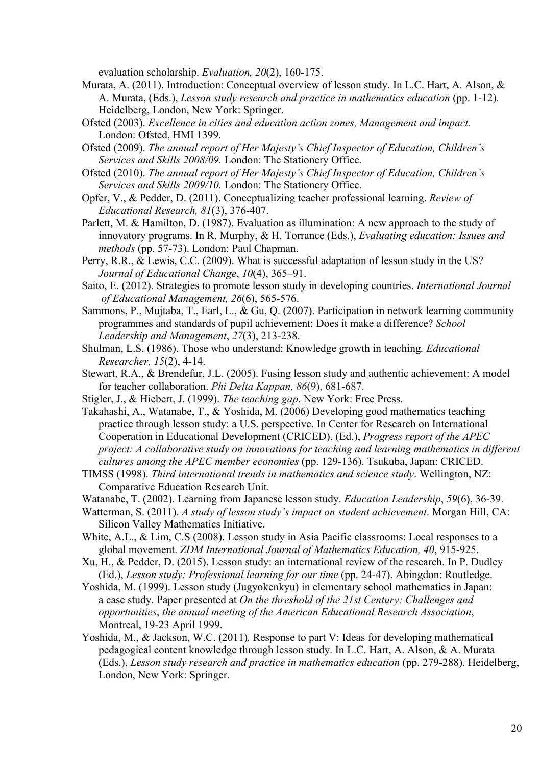evaluation scholarship. *Evaluation, 20*(2), 160-175.

Murata, A. (2011). Introduction: Conceptual overview of lesson study. In L.C. Hart, A. Alson, & A. Murata, (Eds.), *Lesson study research and practice in mathematics education* (pp. 1-12)*.* Heidelberg, London, New York: Springer.

Ofsted (2003). *Excellence in cities and education action zones, Management and impact.* London: Ofsted, HMI 1399.

Ofsted (2009). *The annual report of Her Majesty's Chief Inspector of Education, Children's Services and Skills 2008/09.* London: The Stationery Office.

Ofsted (2010). *The annual report of Her Majesty's Chief Inspector of Education, Children's Services and Skills 2009/10.* London: The Stationery Office.

Opfer, V., & Pedder, D. (2011). Conceptualizing teacher professional learning. *Review of Educational Research, 81*(3), 376-407.

Parlett, M. & Hamilton, D. (1987). Evaluation as illumination: A new approach to the study of innovatory programs. In R. Murphy, & H. Torrance (Eds.), *Evaluating education: Issues and methods* (pp. 57-73). London: Paul Chapman.

Perry, R.R., & Lewis, C.C. (2009). What is successful adaptation of lesson study in the US? *Journal of Educational Change*, *10*(4), 365–91.

Saito, E. (2012). Strategies to promote lesson study in developing countries. *International Journal of Educational Management, 26*(6), 565-576.

Sammons, P., Mujtaba, T., Earl, L., & Gu, Q. (2007). Participation in network learning community programmes and standards of pupil achievement: Does it make a difference? *School Leadership and Management*, *27*(3), 213-238.

Shulman, L.S. (1986). Those who understand: Knowledge growth in teaching*. Educational Researcher, 15*(2), 4-14.

Stewart, R.A., & Brendefur, J.L. (2005). Fusing lesson study and authentic achievement: A model for teacher collaboration. *Phi Delta Kappan, 86*(9), 681-687.

Stigler, J., & Hiebert, J. (1999). *The teaching gap*. New York: Free Press.

Takahashi, A., Watanabe, T., & Yoshida, M. (2006) Developing good mathematics teaching practice through lesson study: a U.S. perspective. In Center for Research on International Cooperation in Educational Development (CRICED), (Ed.), *Progress report of the APEC project: A collaborative study on innovations for teaching and learning mathematics in different cultures among the APEC member economies* (pp. 129-136). Tsukuba, Japan: CRICED.

TIMSS (1998). *Third international trends in mathematics and science study*. Wellington, NZ: Comparative Education Research Unit.

Watanabe, T. (2002). Learning from Japanese lesson study. *Education Leadership*, *59*(6), 36-39.

Watterman, S. (2011). *A study of lesson study's impact on student achievement*. Morgan Hill, CA: Silicon Valley Mathematics Initiative.

White, A.L., & Lim, C.S (2008). Lesson study in Asia Pacific classrooms: Local responses to a global movement. *ZDM International Journal of Mathematics Education, 40*, 915-925.

Xu, H., & Pedder, D. (2015). Lesson study: an international review of the research. In P. Dudley (Ed.), *Lesson study: Professional learning for our time* (pp. 24-47). Abingdon: Routledge.

Yoshida, M. (1999). Lesson study (Jugyokenkyu) in elementary school mathematics in Japan: a case study. Paper presented at *On the threshold of the 21st Century: Challenges and opportunities*, *the annual meeting of the American Educational Research Association*, Montreal, 19-23 April 1999.

Yoshida, M., & Jackson, W.C. (2011)*.* Response to part V: Ideas for developing mathematical pedagogical content knowledge through lesson study. In L.C. Hart, A. Alson, & A. Murata (Eds.), *Lesson study research and practice in mathematics education* (pp. 279-288)*.* Heidelberg, London, New York: Springer.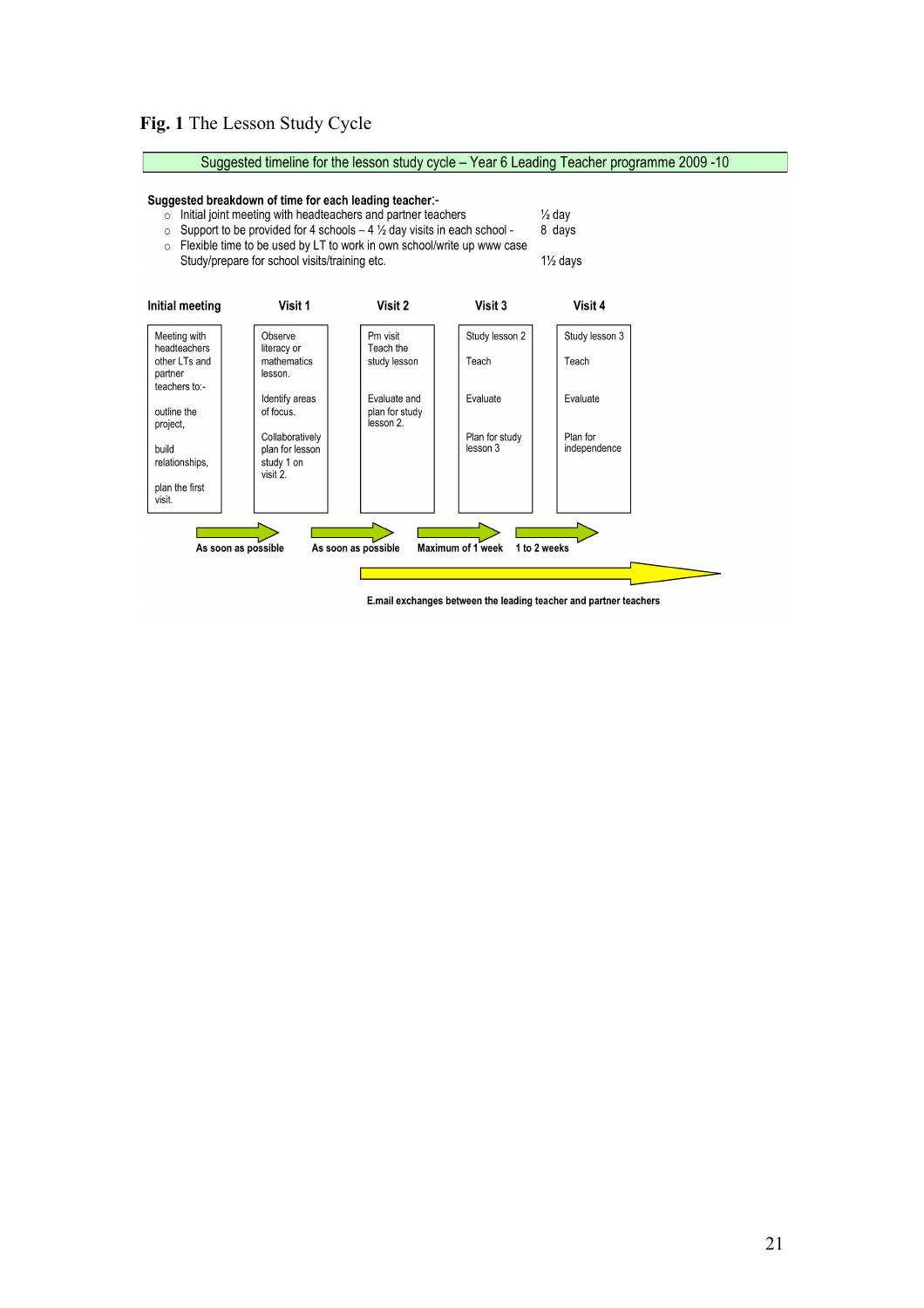**Fig. 1** The Lesson Study Cycle

Suggested timeline for the lesson study cycle – Year 6 Leading Teacher programme 2009 -10

**Suggested breakdown of time for each leading teacher**:-

- Initial joint meeting with headteachers and partner teachers — ½ day
- Support to be provided for 4 schools – 4 ½ day visits in each school - — 8 days
- Flexible time to be used by LT to work in own school/write up www case Study/prepare for school visits/training etc. — 1½ days

**Initial meeting**

Meeting with headteachers other LTs and partner teachers to:-

outline the project,

build relationships,

plan the first visit.

**Visit 1**

Observe literacy or mathematics lesson.

Identify areas of focus.

Collaboratively plan for lesson study 1 on visit 2.

**Visit 2**

Pm visit
Teach the study lesson

Evaluate and plan for study lesson 2.

**Visit 3**

Study lesson 2

Teach

Evaluate

Plan for study lesson 3

**Visit 4**

Study lesson 3

Teach

Evaluate

Plan for independence

**As soon as possible**

**As soon as possible**

**Maximum of 1 week**

**1 to 2 weeks**

**E.mail exchanges between the leading teacher and partner teachers**